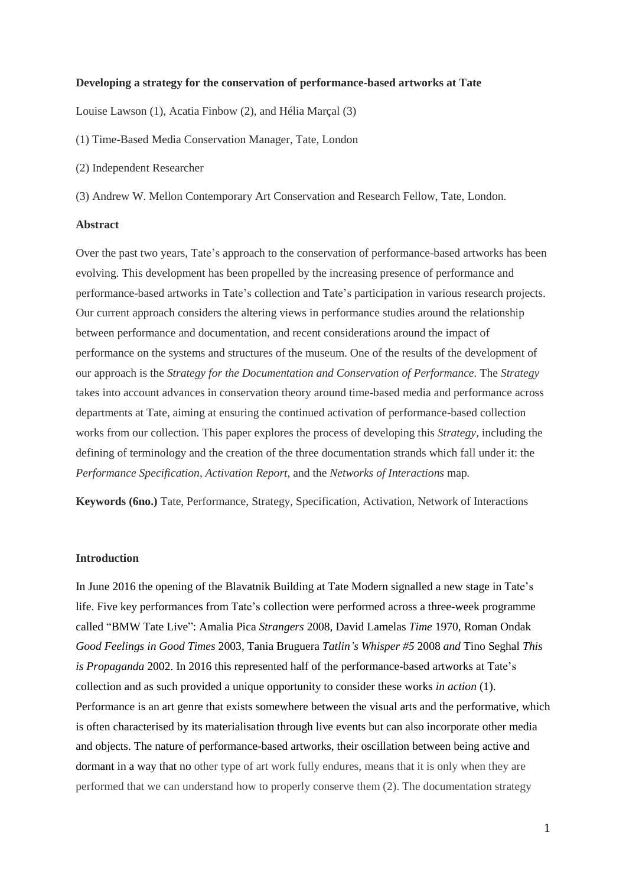**Developing a strategy for the conservation of performance-based artworks at Tate**

Louise Lawson (1), Acatia Finbow (2), and Hélia Marçal (3)

(1) Time-Based Media Conservation Manager, Tate, London

(2) Independent Researcher

(3) Andrew W. Mellon Contemporary Art Conservation and Research Fellow, Tate, London.

**Abstract**

Over the past two years, Tate's approach to the conservation of performance-based artworks has been evolving. This development has been propelled by the increasing presence of performance and performance-based artworks in Tate's collection and Tate's participation in various research projects. Our current approach considers the altering views in performance studies around the relationship between performance and documentation, and recent considerations around the impact of performance on the systems and structures of the museum. One of the results of the development of our approach is the *Strategy for the Documentation and Conservation of Performance*. The *Strategy* takes into account advances in conservation theory around time-based media and performance across departments at Tate, aiming at ensuring the continued activation of performance-based collection works from our collection. This paper explores the process of developing this *Strategy*, including the defining of terminology and the creation of the three documentation strands which fall under it: the *Performance Specification*, *Activation Report*, and the *Networks of Interactions* map.

**Keywords (6no.)** Tate, Performance, Strategy, Specification, Activation, Network of Interactions

**Introduction**

In June 2016 the opening of the Blavatnik Building at Tate Modern signalled a new stage in Tate's life. Five key performances from Tate's collection were performed across a three-week programme called "BMW Tate Live": Amalia Pica *Strangers* 2008, David Lamelas *Time* 1970, Roman Ondak *Good Feelings in Good Times* 2003, Tania Bruguera *Tatlin's Whisper #5* 2008 *and* Tino Seghal *This is Propaganda* 2002. In 2016 this represented half of the performance-based artworks at Tate's collection and as such provided a unique opportunity to consider these works *in action* (1). Performance is an art genre that exists somewhere between the visual arts and the performative, which is often characterised by its materialisation through live events but can also incorporate other media and objects. The nature of performance-based artworks, their oscillation between being active and dormant in a way that no other type of art work fully endures, means that it is only when they are performed that we can understand how to properly conserve them (2). The documentation strategy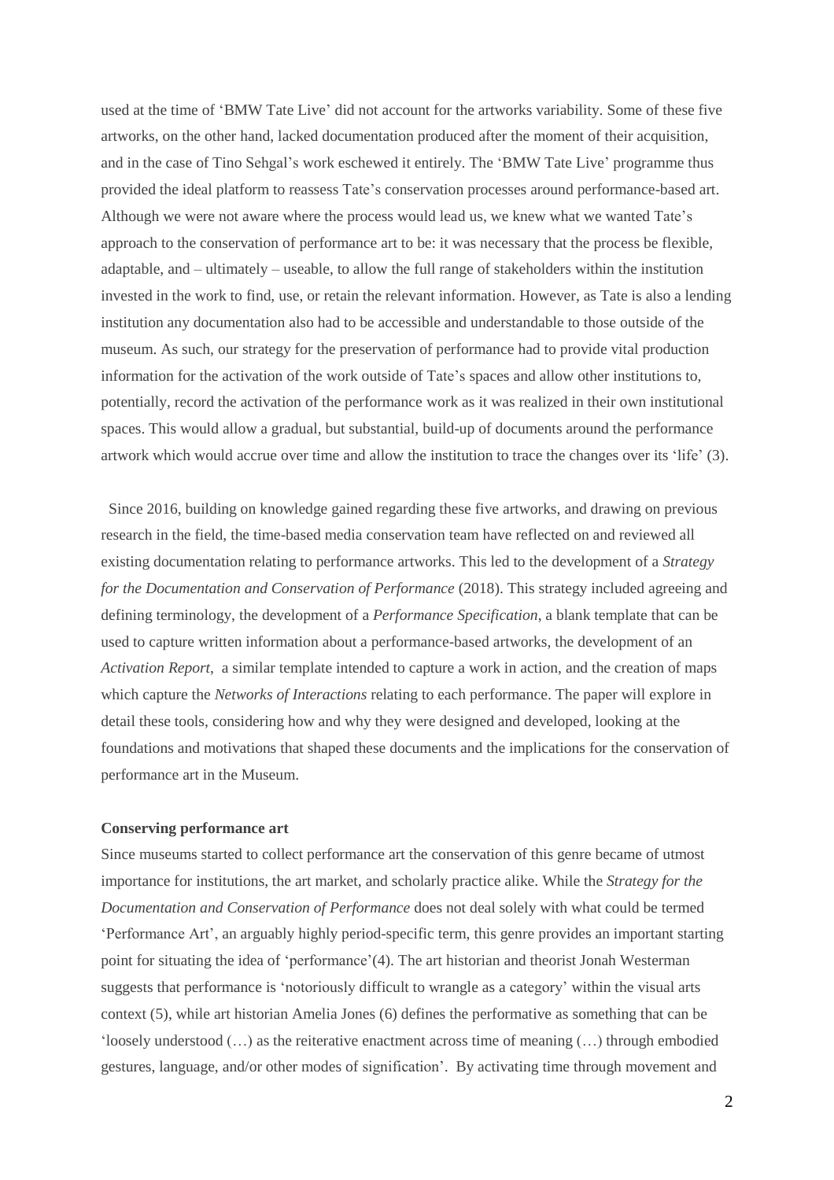used at the time of 'BMW Tate Live' did not account for the artworks variability. Some of these five artworks, on the other hand, lacked documentation produced after the moment of their acquisition, and in the case of Tino Sehgal's work eschewed it entirely. The 'BMW Tate Live' programme thus provided the ideal platform to reassess Tate's conservation processes around performance-based art. Although we were not aware where the process would lead us, we knew what we wanted Tate's approach to the conservation of performance art to be: it was necessary that the process be flexible, adaptable, and – ultimately – useable, to allow the full range of stakeholders within the institution invested in the work to find, use, or retain the relevant information. However, as Tate is also a lending institution any documentation also had to be accessible and understandable to those outside of the museum. As such, our strategy for the preservation of performance had to provide vital production information for the activation of the work outside of Tate's spaces and allow other institutions to, potentially, record the activation of the performance work as it was realized in their own institutional spaces. This would allow a gradual, but substantial, build-up of documents around the performance artwork which would accrue over time and allow the institution to trace the changes over its 'life' (3).

Since 2016, building on knowledge gained regarding these five artworks, and drawing on previous research in the field, the time-based media conservation team have reflected on and reviewed all existing documentation relating to performance artworks. This led to the development of a *Strategy for the Documentation and Conservation of Performance* (2018). This strategy included agreeing and defining terminology, the development of a *Performance Specification*, a blank template that can be used to capture written information about a performance-based artworks, the development of an *Activation Report*, a similar template intended to capture a work in action, and the creation of maps which capture the *Networks of Interactions* relating to each performance. The paper will explore in detail these tools, considering how and why they were designed and developed, looking at the foundations and motivations that shaped these documents and the implications for the conservation of performance art in the Museum.

**Conserving performance art**

Since museums started to collect performance art the conservation of this genre became of utmost importance for institutions, the art market, and scholarly practice alike. While the *Strategy for the Documentation and Conservation of Performance* does not deal solely with what could be termed 'Performance Art', an arguably highly period-specific term, this genre provides an important starting point for situating the idea of 'performance'(4). The art historian and theorist Jonah Westerman suggests that performance is 'notoriously difficult to wrangle as a category' within the visual arts context (5), while art historian Amelia Jones (6) defines the performative as something that can be 'loosely understood (…) as the reiterative enactment across time of meaning (…) through embodied gestures, language, and/or other modes of signification'. By activating time through movement and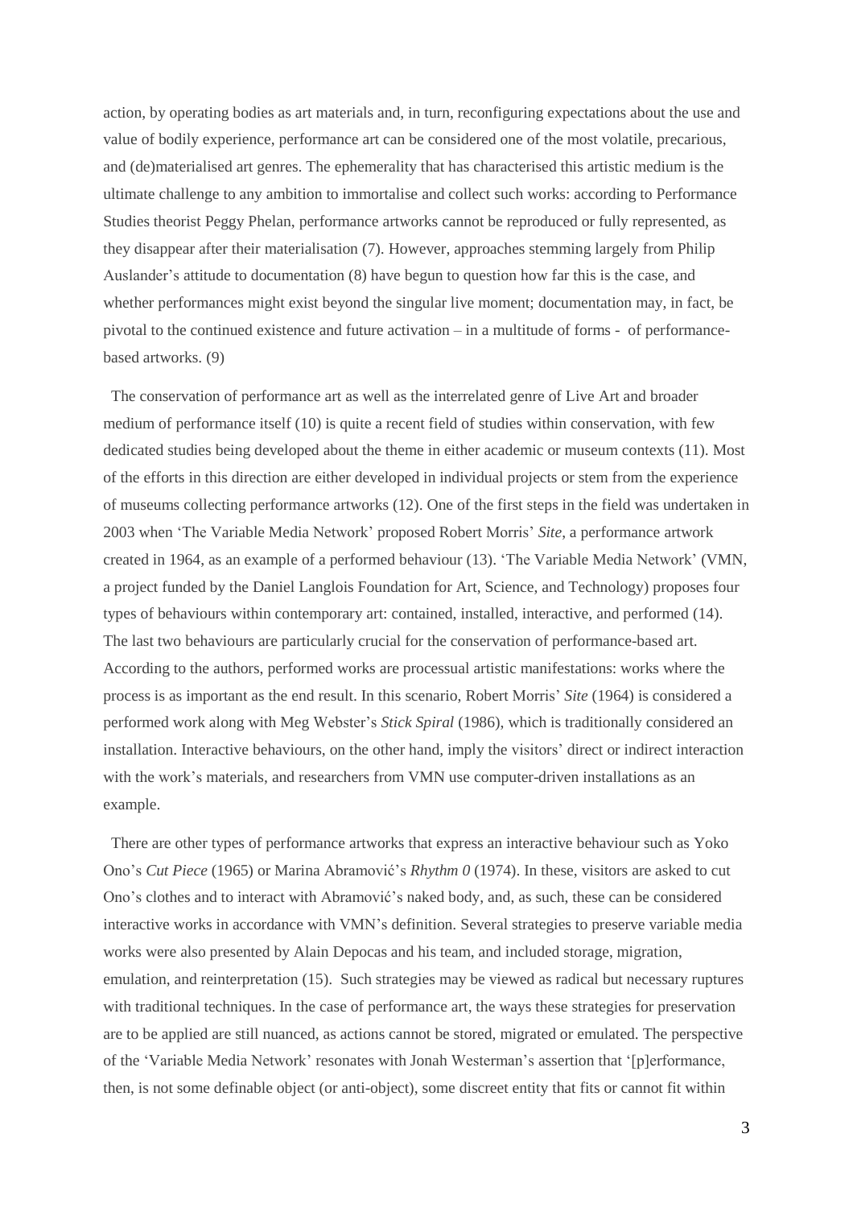action, by operating bodies as art materials and, in turn, reconfiguring expectations about the use and value of bodily experience, performance art can be considered one of the most volatile, precarious, and (de)materialised art genres. The ephemerality that has characterised this artistic medium is the ultimate challenge to any ambition to immortalise and collect such works: according to Performance Studies theorist Peggy Phelan, performance artworks cannot be reproduced or fully represented, as they disappear after their materialisation (7). However, approaches stemming largely from Philip Auslander's attitude to documentation (8) have begun to question how far this is the case, and whether performances might exist beyond the singular live moment; documentation may, in fact, be pivotal to the continued existence and future activation – in a multitude of forms - of performance-based artworks. (9)

The conservation of performance art as well as the interrelated genre of Live Art and broader medium of performance itself (10) is quite a recent field of studies within conservation, with few dedicated studies being developed about the theme in either academic or museum contexts (11). Most of the efforts in this direction are either developed in individual projects or stem from the experience of museums collecting performance artworks (12). One of the first steps in the field was undertaken in 2003 when 'The Variable Media Network' proposed Robert Morris' *Site*, a performance artwork created in 1964, as an example of a performed behaviour (13). 'The Variable Media Network' (VMN, a project funded by the Daniel Langlois Foundation for Art, Science, and Technology) proposes four types of behaviours within contemporary art: contained, installed, interactive, and performed (14). The last two behaviours are particularly crucial for the conservation of performance-based art. According to the authors, performed works are processual artistic manifestations: works where the process is as important as the end result. In this scenario, Robert Morris' *Site* (1964) is considered a performed work along with Meg Webster's *Stick Spiral* (1986), which is traditionally considered an installation. Interactive behaviours, on the other hand, imply the visitors' direct or indirect interaction with the work's materials, and researchers from VMN use computer-driven installations as an example.

There are other types of performance artworks that express an interactive behaviour such as Yoko Ono's *Cut Piece* (1965) or Marina Abramović's *Rhythm 0* (1974). In these, visitors are asked to cut Ono's clothes and to interact with Abramović's naked body, and, as such, these can be considered interactive works in accordance with VMN's definition. Several strategies to preserve variable media works were also presented by Alain Depocas and his team, and included storage, migration, emulation, and reinterpretation (15). Such strategies may be viewed as radical but necessary ruptures with traditional techniques. In the case of performance art, the ways these strategies for preservation are to be applied are still nuanced, as actions cannot be stored, migrated or emulated. The perspective of the 'Variable Media Network' resonates with Jonah Westerman's assertion that '[p]erformance, then, is not some definable object (or anti-object), some discreet entity that fits or cannot fit within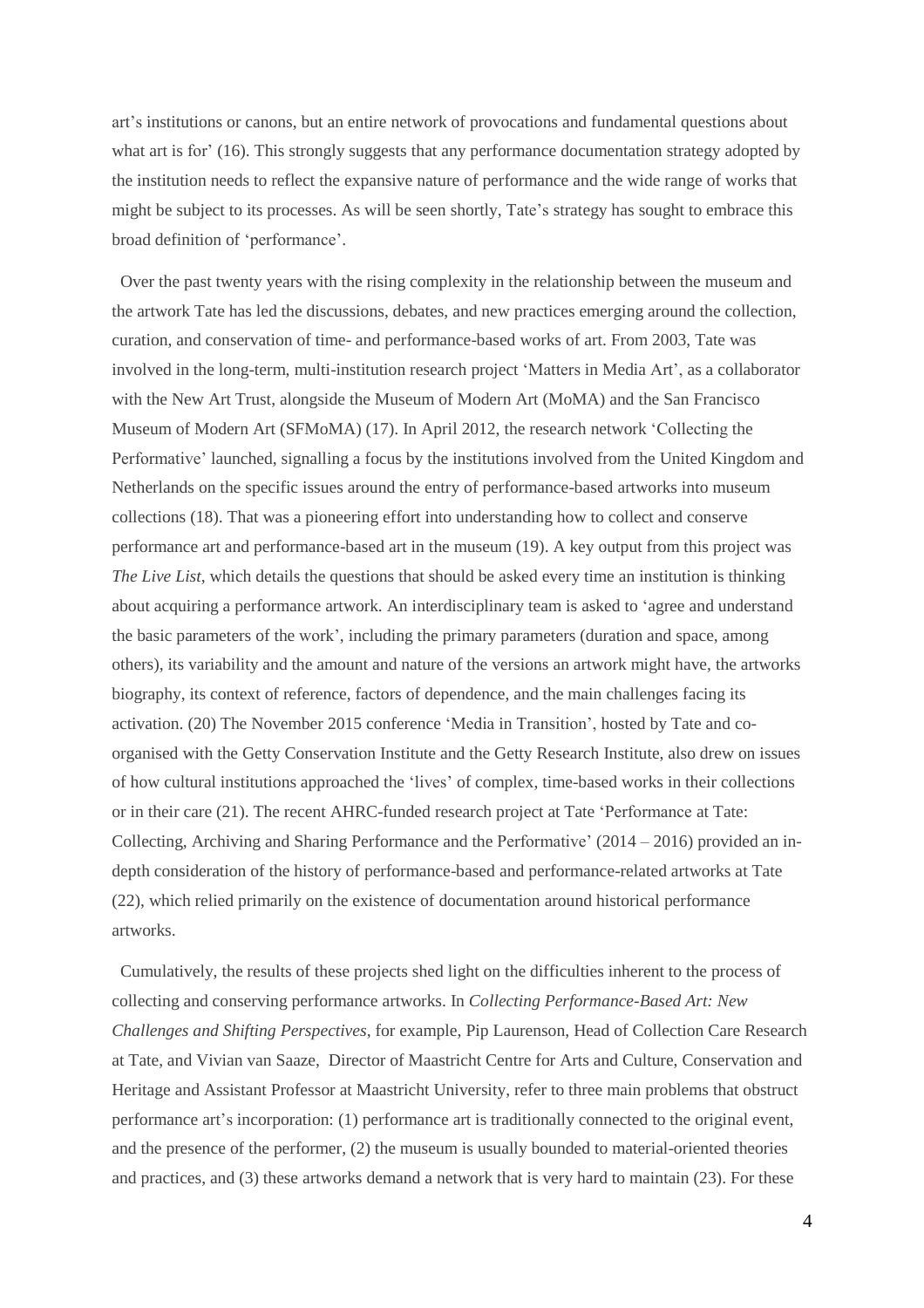art's institutions or canons, but an entire network of provocations and fundamental questions about what art is for' (16). This strongly suggests that any performance documentation strategy adopted by the institution needs to reflect the expansive nature of performance and the wide range of works that might be subject to its processes. As will be seen shortly, Tate's strategy has sought to embrace this broad definition of 'performance'.

Over the past twenty years with the rising complexity in the relationship between the museum and the artwork Tate has led the discussions, debates, and new practices emerging around the collection, curation, and conservation of time- and performance-based works of art. From 2003, Tate was involved in the long-term, multi-institution research project 'Matters in Media Art', as a collaborator with the New Art Trust, alongside the Museum of Modern Art (MoMA) and the San Francisco Museum of Modern Art (SFMoMA) (17). In April 2012, the research network 'Collecting the Performative' launched, signalling a focus by the institutions involved from the United Kingdom and Netherlands on the specific issues around the entry of performance-based artworks into museum collections (18). That was a pioneering effort into understanding how to collect and conserve performance art and performance-based art in the museum (19). A key output from this project was *The Live List*, which details the questions that should be asked every time an institution is thinking about acquiring a performance artwork. An interdisciplinary team is asked to 'agree and understand the basic parameters of the work', including the primary parameters (duration and space, among others), its variability and the amount and nature of the versions an artwork might have, the artworks biography, its context of reference, factors of dependence, and the main challenges facing its activation. (20) The November 2015 conference 'Media in Transition', hosted by Tate and co-organised with the Getty Conservation Institute and the Getty Research Institute, also drew on issues of how cultural institutions approached the 'lives' of complex, time-based works in their collections or in their care (21). The recent AHRC-funded research project at Tate 'Performance at Tate: Collecting, Archiving and Sharing Performance and the Performative' (2014 – 2016) provided an in-depth consideration of the history of performance-based and performance-related artworks at Tate (22), which relied primarily on the existence of documentation around historical performance artworks.

Cumulatively, the results of these projects shed light on the difficulties inherent to the process of collecting and conserving performance artworks. In *Collecting Performance-Based Art: New Challenges and Shifting Perspectives*, for example, Pip Laurenson, Head of Collection Care Research at Tate, and Vivian van Saaze, Director of Maastricht Centre for Arts and Culture, Conservation and Heritage and Assistant Professor at Maastricht University, refer to three main problems that obstruct performance art's incorporation: (1) performance art is traditionally connected to the original event, and the presence of the performer, (2) the museum is usually bounded to material-oriented theories and practices, and (3) these artworks demand a network that is very hard to maintain (23). For these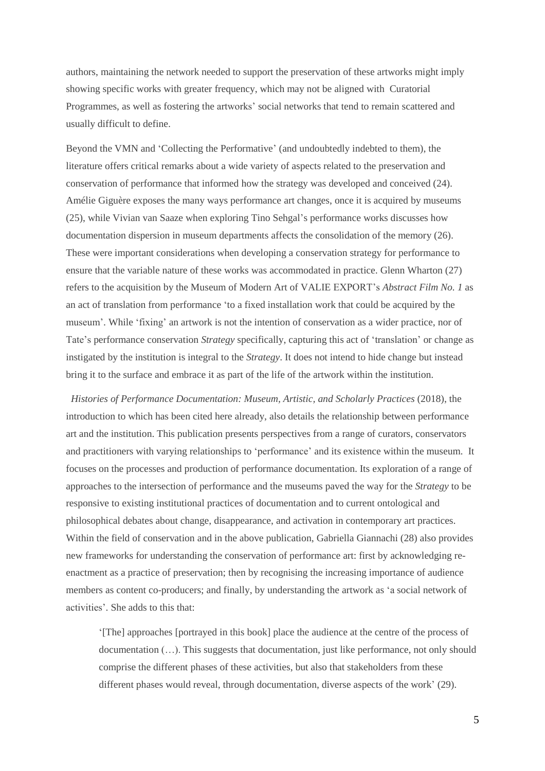authors, maintaining the network needed to support the preservation of these artworks might imply showing specific works with greater frequency, which may not be aligned with Curatorial Programmes, as well as fostering the artworks' social networks that tend to remain scattered and usually difficult to define.

Beyond the VMN and 'Collecting the Performative' (and undoubtedly indebted to them), the literature offers critical remarks about a wide variety of aspects related to the preservation and conservation of performance that informed how the strategy was developed and conceived (24). Amélie Giguère exposes the many ways performance art changes, once it is acquired by museums (25), while Vivian van Saaze when exploring Tino Sehgal's performance works discusses how documentation dispersion in museum departments affects the consolidation of the memory (26). These were important considerations when developing a conservation strategy for performance to ensure that the variable nature of these works was accommodated in practice. Glenn Wharton (27) refers to the acquisition by the Museum of Modern Art of VALIE EXPORT's *Abstract Film No. 1* as an act of translation from performance 'to a fixed installation work that could be acquired by the museum'. While 'fixing' an artwork is not the intention of conservation as a wider practice, nor of Tate's performance conservation *Strategy* specifically, capturing this act of 'translation' or change as instigated by the institution is integral to the *Strategy*. It does not intend to hide change but instead bring it to the surface and embrace it as part of the life of the artwork within the institution.

*Histories of Performance Documentation: Museum, Artistic, and Scholarly Practices* (2018), the introduction to which has been cited here already, also details the relationship between performance art and the institution. This publication presents perspectives from a range of curators, conservators and practitioners with varying relationships to 'performance' and its existence within the museum. It focuses on the processes and production of performance documentation. Its exploration of a range of approaches to the intersection of performance and the museums paved the way for the *Strategy* to be responsive to existing institutional practices of documentation and to current ontological and philosophical debates about change, disappearance, and activation in contemporary art practices. Within the field of conservation and in the above publication, Gabriella Giannachi (28) also provides new frameworks for understanding the conservation of performance art: first by acknowledging re-enactment as a practice of preservation; then by recognising the increasing importance of audience members as content co-producers; and finally, by understanding the artwork as 'a social network of activities'. She adds to this that:

> '[The] approaches [portrayed in this book] place the audience at the centre of the process of documentation (…). This suggests that documentation, just like performance, not only should comprise the different phases of these activities, but also that stakeholders from these different phases would reveal, through documentation, diverse aspects of the work' (29).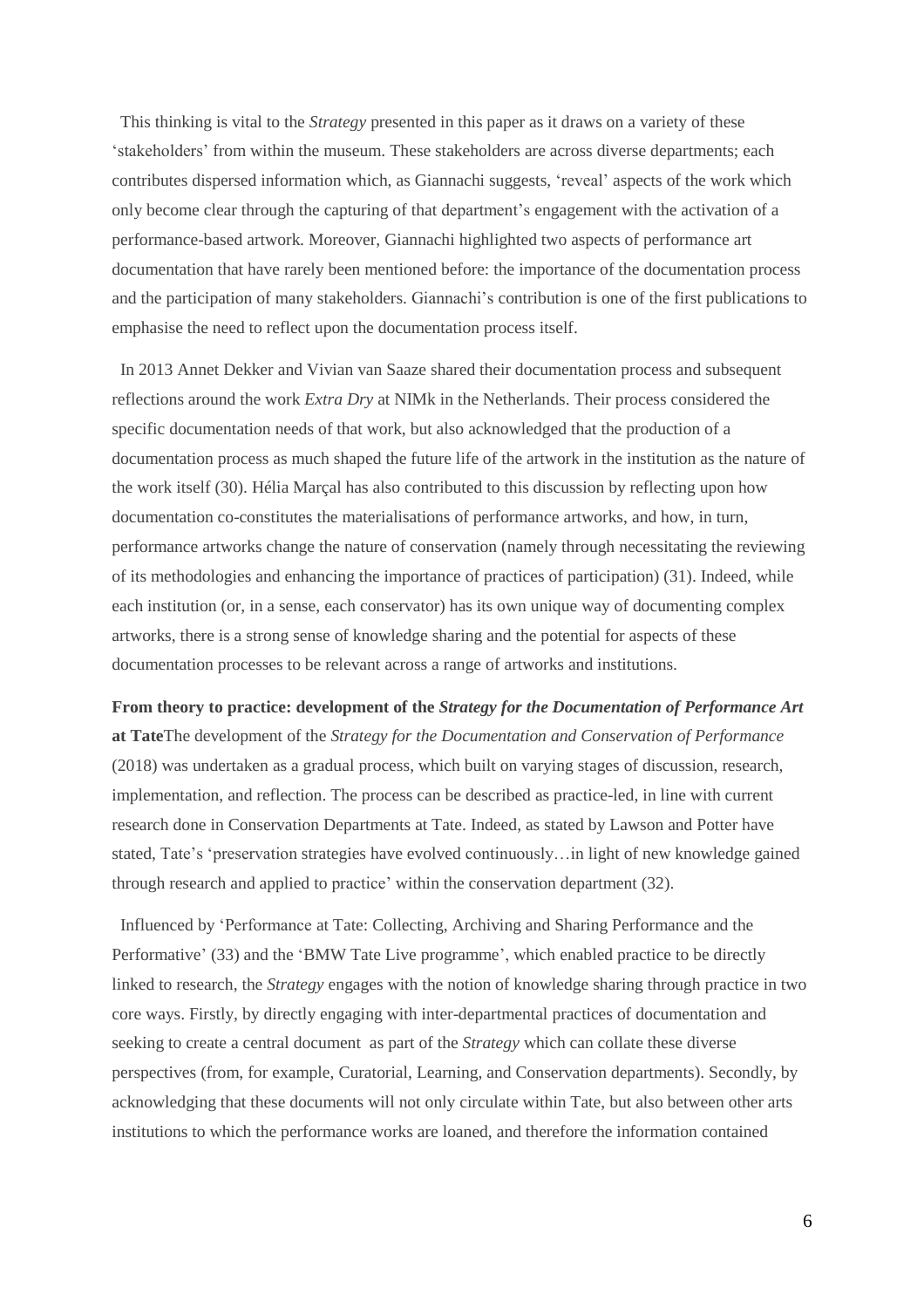This thinking is vital to the *Strategy* presented in this paper as it draws on a variety of these 'stakeholders' from within the museum. These stakeholders are across diverse departments; each contributes dispersed information which, as Giannachi suggests, 'reveal' aspects of the work which only become clear through the capturing of that department's engagement with the activation of a performance-based artwork. Moreover, Giannachi highlighted two aspects of performance art documentation that have rarely been mentioned before: the importance of the documentation process and the participation of many stakeholders. Giannachi's contribution is one of the first publications to emphasise the need to reflect upon the documentation process itself.

In 2013 Annet Dekker and Vivian van Saaze shared their documentation process and subsequent reflections around the work *Extra Dry* at NIMk in the Netherlands. Their process considered the specific documentation needs of that work, but also acknowledged that the production of a documentation process as much shaped the future life of the artwork in the institution as the nature of the work itself (30). Hélia Marçal has also contributed to this discussion by reflecting upon how documentation co-constitutes the materialisations of performance artworks, and how, in turn, performance artworks change the nature of conservation (namely through necessitating the reviewing of its methodologies and enhancing the importance of practices of participation) (31). Indeed, while each institution (or, in a sense, each conservator) has its own unique way of documenting complex artworks, there is a strong sense of knowledge sharing and the potential for aspects of these documentation processes to be relevant across a range of artworks and institutions.

**From theory to practice: development of the *Strategy for the Documentation of Performance Art* at Tate**

The development of the *Strategy for the Documentation and Conservation of Performance* (2018) was undertaken as a gradual process, which built on varying stages of discussion, research, implementation, and reflection. The process can be described as practice-led, in line with current research done in Conservation Departments at Tate. Indeed, as stated by Lawson and Potter have stated, Tate's 'preservation strategies have evolved continuously…in light of new knowledge gained through research and applied to practice' within the conservation department (32).

Influenced by 'Performance at Tate: Collecting, Archiving and Sharing Performance and the Performative' (33) and the 'BMW Tate Live programme', which enabled practice to be directly linked to research, the *Strategy* engages with the notion of knowledge sharing through practice in two core ways. Firstly, by directly engaging with inter-departmental practices of documentation and seeking to create a central document as part of the *Strategy* which can collate these diverse perspectives (from, for example, Curatorial, Learning, and Conservation departments). Secondly, by acknowledging that these documents will not only circulate within Tate, but also between other arts institutions to which the performance works are loaned, and therefore the information contained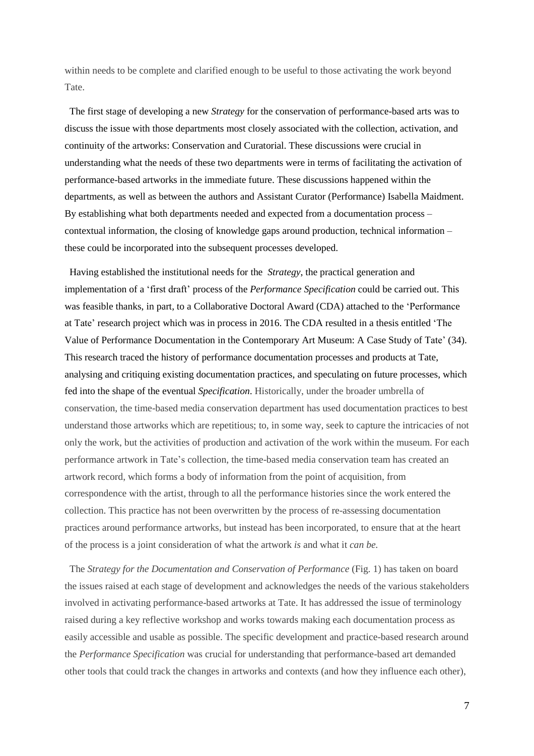within needs to be complete and clarified enough to be useful to those activating the work beyond Tate.

The first stage of developing a new *Strategy* for the conservation of performance-based arts was to discuss the issue with those departments most closely associated with the collection, activation, and continuity of the artworks: Conservation and Curatorial. These discussions were crucial in understanding what the needs of these two departments were in terms of facilitating the activation of performance-based artworks in the immediate future. These discussions happened within the departments, as well as between the authors and Assistant Curator (Performance) Isabella Maidment. By establishing what both departments needed and expected from a documentation process – contextual information, the closing of knowledge gaps around production, technical information – these could be incorporated into the subsequent processes developed.

Having established the institutional needs for the *Strategy*, the practical generation and implementation of a 'first draft' process of the *Performance Specification* could be carried out. This was feasible thanks, in part, to a Collaborative Doctoral Award (CDA) attached to the 'Performance at Tate' research project which was in process in 2016. The CDA resulted in a thesis entitled 'The Value of Performance Documentation in the Contemporary Art Museum: A Case Study of Tate' (34). This research traced the history of performance documentation processes and products at Tate, analysing and critiquing existing documentation practices, and speculating on future processes, which fed into the shape of the eventual *Specification*. Historically, under the broader umbrella of conservation, the time-based media conservation department has used documentation practices to best understand those artworks which are repetitious; to, in some way, seek to capture the intricacies of not only the work, but the activities of production and activation of the work within the museum. For each performance artwork in Tate's collection, the time-based media conservation team has created an artwork record, which forms a body of information from the point of acquisition, from correspondence with the artist, through to all the performance histories since the work entered the collection. This practice has not been overwritten by the process of re-assessing documentation practices around performance artworks, but instead has been incorporated, to ensure that at the heart of the process is a joint consideration of what the artwork *is* and what it *can be.*

The *Strategy for the Documentation and Conservation of Performance* (Fig. 1) has taken on board the issues raised at each stage of development and acknowledges the needs of the various stakeholders involved in activating performance-based artworks at Tate. It has addressed the issue of terminology raised during a key reflective workshop and works towards making each documentation process as easily accessible and usable as possible. The specific development and practice-based research around the *Performance Specification* was crucial for understanding that performance-based art demanded other tools that could track the changes in artworks and contexts (and how they influence each other),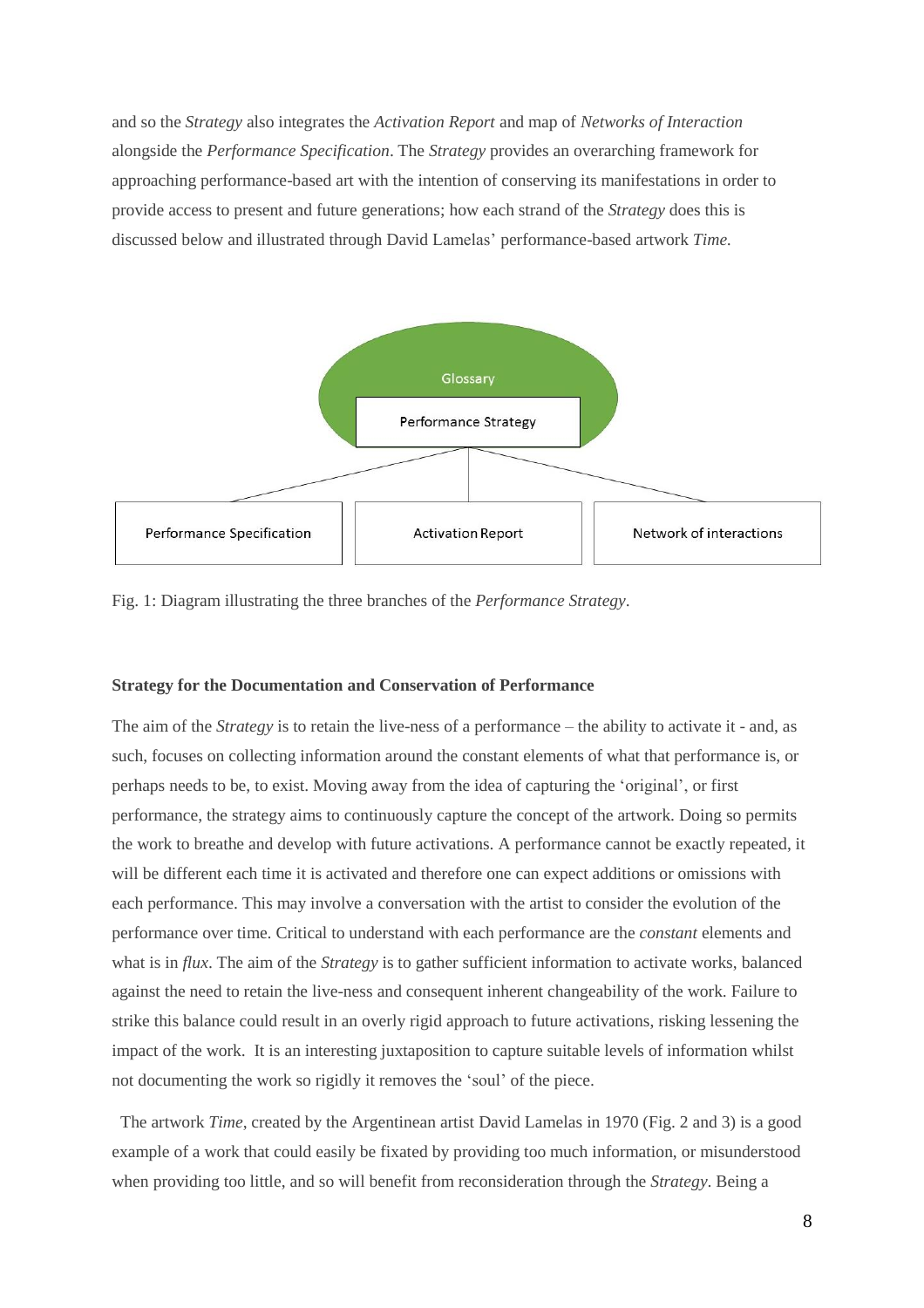and so the *Strategy* also integrates the *Activation Report* and map of *Networks of Interaction* alongside the *Performance Specification*. The *Strategy* provides an overarching framework for approaching performance-based art with the intention of conserving its manifestations in order to provide access to present and future generations; how each strand of the *Strategy* does this is discussed below and illustrated through David Lamelas' performance-based artwork *Time.*

Glossary

Performance Strategy

Performance Specification | Activation Report | Network of interactions

Fig. 1: Diagram illustrating the three branches of the *Performance Strategy*.

**Strategy for the Documentation and Conservation of Performance**

The aim of the *Strategy* is to retain the live-ness of a performance – the ability to activate it - and, as such, focuses on collecting information around the constant elements of what that performance is, or perhaps needs to be, to exist. Moving away from the idea of capturing the 'original', or first performance, the strategy aims to continuously capture the concept of the artwork. Doing so permits the work to breathe and develop with future activations. A performance cannot be exactly repeated, it will be different each time it is activated and therefore one can expect additions or omissions with each performance. This may involve a conversation with the artist to consider the evolution of the performance over time. Critical to understand with each performance are the *constant* elements and what is in *flux*. The aim of the *Strategy* is to gather sufficient information to activate works, balanced against the need to retain the live-ness and consequent inherent changeability of the work. Failure to strike this balance could result in an overly rigid approach to future activations, risking lessening the impact of the work. It is an interesting juxtaposition to capture suitable levels of information whilst not documenting the work so rigidly it removes the 'soul' of the piece.

The artwork *Time*, created by the Argentinean artist David Lamelas in 1970 (Fig. 2 and 3) is a good example of a work that could easily be fixated by providing too much information, or misunderstood when providing too little, and so will benefit from reconsideration through the *Strategy*. Being a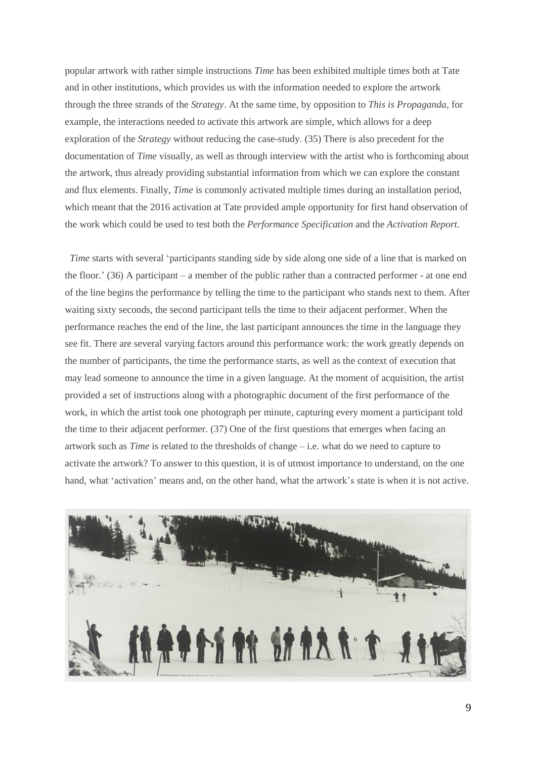popular artwork with rather simple instructions *Time* has been exhibited multiple times both at Tate and in other institutions, which provides us with the information needed to explore the artwork through the three strands of the *Strategy*. At the same time, by opposition to *This is Propaganda*, for example, the interactions needed to activate this artwork are simple, which allows for a deep exploration of the *Strategy* without reducing the case-study. (35) There is also precedent for the documentation of *Time* visually, as well as through interview with the artist who is forthcoming about the artwork, thus already providing substantial information from which we can explore the constant and flux elements. Finally, *Time* is commonly activated multiple times during an installation period, which meant that the 2016 activation at Tate provided ample opportunity for first hand observation of the work which could be used to test both the *Performance Specification* and the *Activation Report*.

*Time* starts with several 'participants standing side by side along one side of a line that is marked on the floor.' (36) A participant – a member of the public rather than a contracted performer - at one end of the line begins the performance by telling the time to the participant who stands next to them. After waiting sixty seconds, the second participant tells the time to their adjacent performer. When the performance reaches the end of the line, the last participant announces the time in the language they see fit. There are several varying factors around this performance work: the work greatly depends on the number of participants, the time the performance starts, as well as the context of execution that may lead someone to announce the time in a given language. At the moment of acquisition, the artist provided a set of instructions along with a photographic document of the first performance of the work, in which the artist took one photograph per minute, capturing every moment a participant told the time to their adjacent performer. (37) One of the first questions that emerges when facing an artwork such as *Time* is related to the thresholds of change – i.e. what do we need to capture to activate the artwork? To answer to this question, it is of utmost importance to understand, on the one hand, what 'activation' means and, on the other hand, what the artwork's state is when it is not active.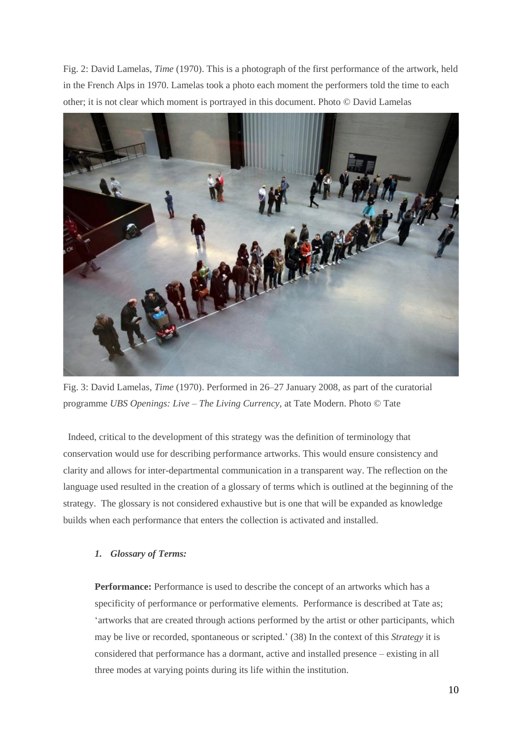Fig. 2: David Lamelas, *Time* (1970). This is a photograph of the first performance of the artwork, held in the French Alps in 1970. Lamelas took a photo each moment the performers told the time to each other; it is not clear which moment is portrayed in this document. Photo © David Lamelas

Fig. 3: David Lamelas, *Time* (1970). Performed in 26–27 January 2008, as part of the curatorial programme *UBS Openings: Live – The Living Currency*, at Tate Modern. Photo © Tate

Indeed, critical to the development of this strategy was the definition of terminology that conservation would use for describing performance artworks. This would ensure consistency and clarity and allows for inter-departmental communication in a transparent way. The reflection on the language used resulted in the creation of a glossary of terms which is outlined at the beginning of the strategy. The glossary is not considered exhaustive but is one that will be expanded as knowledge builds when each performance that enters the collection is activated and installed.

### *1. Glossary of Terms:*

**Performance:** Performance is used to describe the concept of an artworks which has a specificity of performance or performative elements. Performance is described at Tate as; 'artworks that are created through actions performed by the artist or other participants, which may be live or recorded, spontaneous or scripted.' (38) In the context of this *Strategy* it is considered that performance has a dormant, active and installed presence – existing in all three modes at varying points during its life within the institution.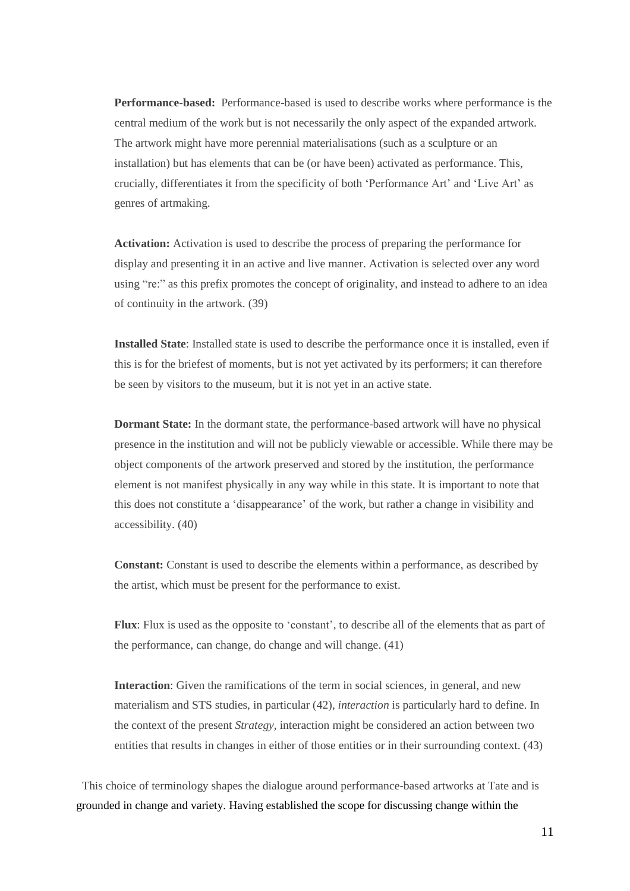**Performance-based:** Performance-based is used to describe works where performance is the central medium of the work but is not necessarily the only aspect of the expanded artwork. The artwork might have more perennial materialisations (such as a sculpture or an installation) but has elements that can be (or have been) activated as performance. This, crucially, differentiates it from the specificity of both 'Performance Art' and 'Live Art' as genres of artmaking.

**Activation:** Activation is used to describe the process of preparing the performance for display and presenting it in an active and live manner. Activation is selected over any word using "re:" as this prefix promotes the concept of originality, and instead to adhere to an idea of continuity in the artwork. (39)

**Installed State**: Installed state is used to describe the performance once it is installed, even if this is for the briefest of moments, but is not yet activated by its performers; it can therefore be seen by visitors to the museum, but it is not yet in an active state.

**Dormant State:** In the dormant state, the performance-based artwork will have no physical presence in the institution and will not be publicly viewable or accessible. While there may be object components of the artwork preserved and stored by the institution, the performance element is not manifest physically in any way while in this state. It is important to note that this does not constitute a 'disappearance' of the work, but rather a change in visibility and accessibility. (40)

**Constant:** Constant is used to describe the elements within a performance, as described by the artist, which must be present for the performance to exist.

**Flux**: Flux is used as the opposite to 'constant', to describe all of the elements that as part of the performance, can change, do change and will change. (41)

**Interaction**: Given the ramifications of the term in social sciences, in general, and new materialism and STS studies, in particular (42), *interaction* is particularly hard to define. In the context of the present *Strategy*, interaction might be considered an action between two entities that results in changes in either of those entities or in their surrounding context. (43)

This choice of terminology shapes the dialogue around performance-based artworks at Tate and is grounded in change and variety. Having established the scope for discussing change within the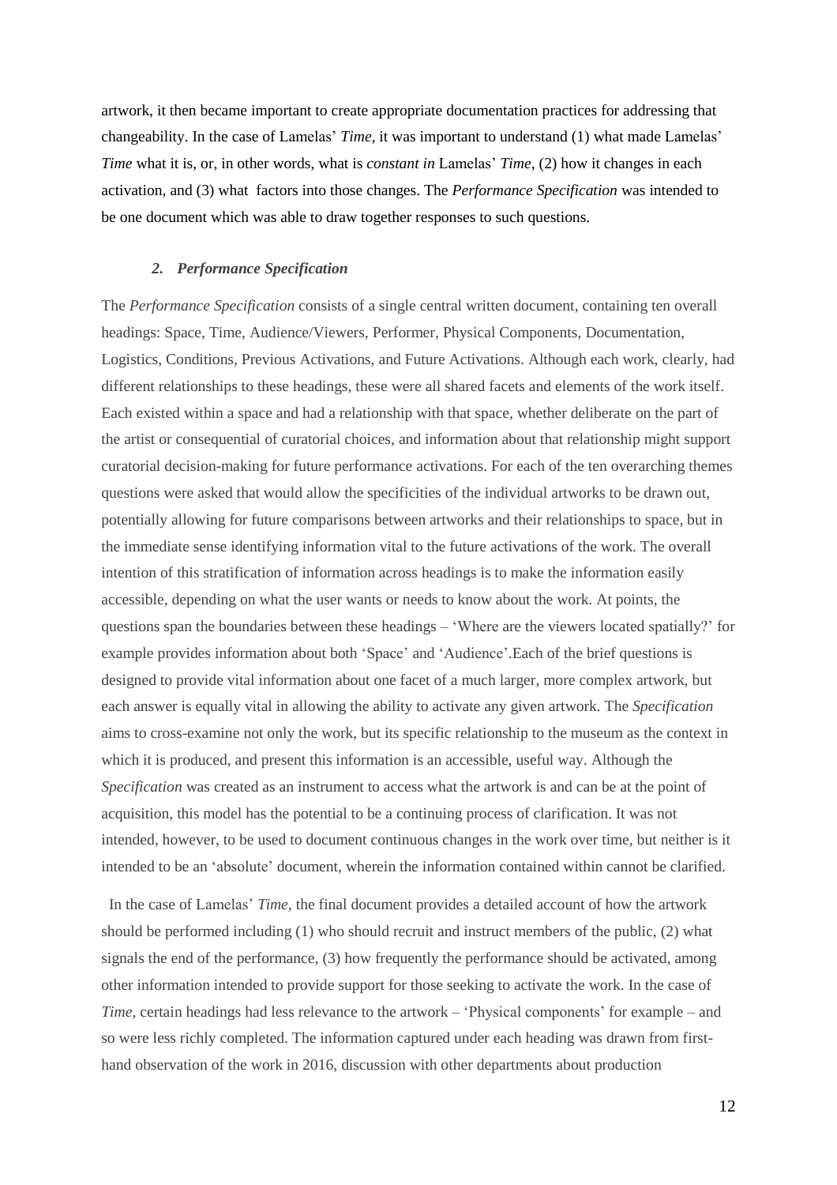artwork, it then became important to create appropriate documentation practices for addressing that changeability. In the case of Lamelas' *Time*, it was important to understand (1) what made Lamelas' *Time* what it is, or, in other words, what is *constant in* Lamelas' *Time*, (2) how it changes in each activation, and (3) what factors into those changes. The *Performance Specification* was intended to be one document which was able to draw together responses to such questions.

### *2. Performance Specification*

The *Performance Specification* consists of a single central written document, containing ten overall headings: Space, Time, Audience/Viewers, Performer, Physical Components, Documentation, Logistics, Conditions, Previous Activations, and Future Activations. Although each work, clearly, had different relationships to these headings, these were all shared facets and elements of the work itself. Each existed within a space and had a relationship with that space, whether deliberate on the part of the artist or consequential of curatorial choices, and information about that relationship might support curatorial decision-making for future performance activations. For each of the ten overarching themes questions were asked that would allow the specificities of the individual artworks to be drawn out, potentially allowing for future comparisons between artworks and their relationships to space, but in the immediate sense identifying information vital to the future activations of the work. The overall intention of this stratification of information across headings is to make the information easily accessible, depending on what the user wants or needs to know about the work. At points, the questions span the boundaries between these headings – 'Where are the viewers located spatially?' for example provides information about both 'Space' and 'Audience'.Each of the brief questions is designed to provide vital information about one facet of a much larger, more complex artwork, but each answer is equally vital in allowing the ability to activate any given artwork. The *Specification* aims to cross-examine not only the work, but its specific relationship to the museum as the context in which it is produced, and present this information is an accessible, useful way. Although the *Specification* was created as an instrument to access what the artwork is and can be at the point of acquisition, this model has the potential to be a continuing process of clarification. It was not intended, however, to be used to document continuous changes in the work over time, but neither is it intended to be an 'absolute' document, wherein the information contained within cannot be clarified.

In the case of Lamelas' *Time*, the final document provides a detailed account of how the artwork should be performed including (1) who should recruit and instruct members of the public, (2) what signals the end of the performance, (3) how frequently the performance should be activated, among other information intended to provide support for those seeking to activate the work. In the case of *Time*, certain headings had less relevance to the artwork – 'Physical components' for example – and so were less richly completed. The information captured under each heading was drawn from first-hand observation of the work in 2016, discussion with other departments about production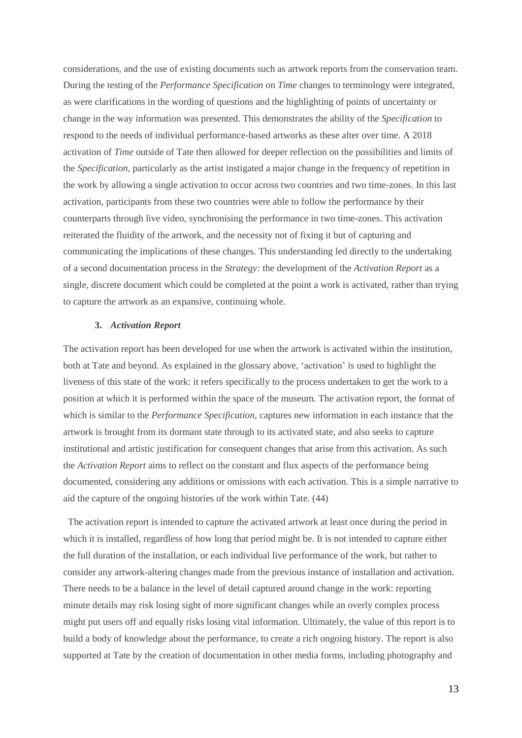considerations, and the use of existing documents such as artwork reports from the conservation team. During the testing of the *Performance Specification* on *Time* changes to terminology were integrated, as were clarifications in the wording of questions and the highlighting of points of uncertainty or change in the way information was presented. This demonstrates the ability of the *Specification* to respond to the needs of individual performance-based artworks as these alter over time. A 2018 activation of *Time* outside of Tate then allowed for deeper reflection on the possibilities and limits of the *Specification*, particularly as the artist instigated a major change in the frequency of repetition in the work by allowing a single activation to occur across two countries and two time-zones. In this last activation, participants from these two countries were able to follow the performance by their counterparts through live video, synchronising the performance in two time-zones. This activation reiterated the fluidity of the artwork, and the necessity not of fixing it but of capturing and communicating the implications of these changes. This understanding led directly to the undertaking of a second documentation process in the *Strategy:* the development of the *Activation Report* as a single, discrete document which could be completed at the point a work is activated, rather than trying to capture the artwork as an expansive, continuing whole.

### 3. *Activation Report*

The activation report has been developed for use when the artwork is activated within the institution, both at Tate and beyond. As explained in the glossary above, 'activation' is used to highlight the liveness of this state of the work: it refers specifically to the process undertaken to get the work to a position at which it is performed within the space of the museum. The activation report, the format of which is similar to the *Performance Specification*, captures new information in each instance that the artwork is brought from its dormant state through to its activated state, and also seeks to capture institutional and artistic justification for consequent changes that arise from this activation. As such the *Activation Report* aims to reflect on the constant and flux aspects of the performance being documented, considering any additions or omissions with each activation. This is a simple narrative to aid the capture of the ongoing histories of the work within Tate. (44)

The activation report is intended to capture the activated artwork at least once during the period in which it is installed, regardless of how long that period might be. It is not intended to capture either the full duration of the installation, or each individual live performance of the work, but rather to consider any artwork-altering changes made from the previous instance of installation and activation. There needs to be a balance in the level of detail captured around change in the work: reporting minute details may risk losing sight of more significant changes while an overly complex process might put users off and equally risks losing vital information. Ultimately, the value of this report is to build a body of knowledge about the performance, to create a rich ongoing history. The report is also supported at Tate by the creation of documentation in other media forms, including photography and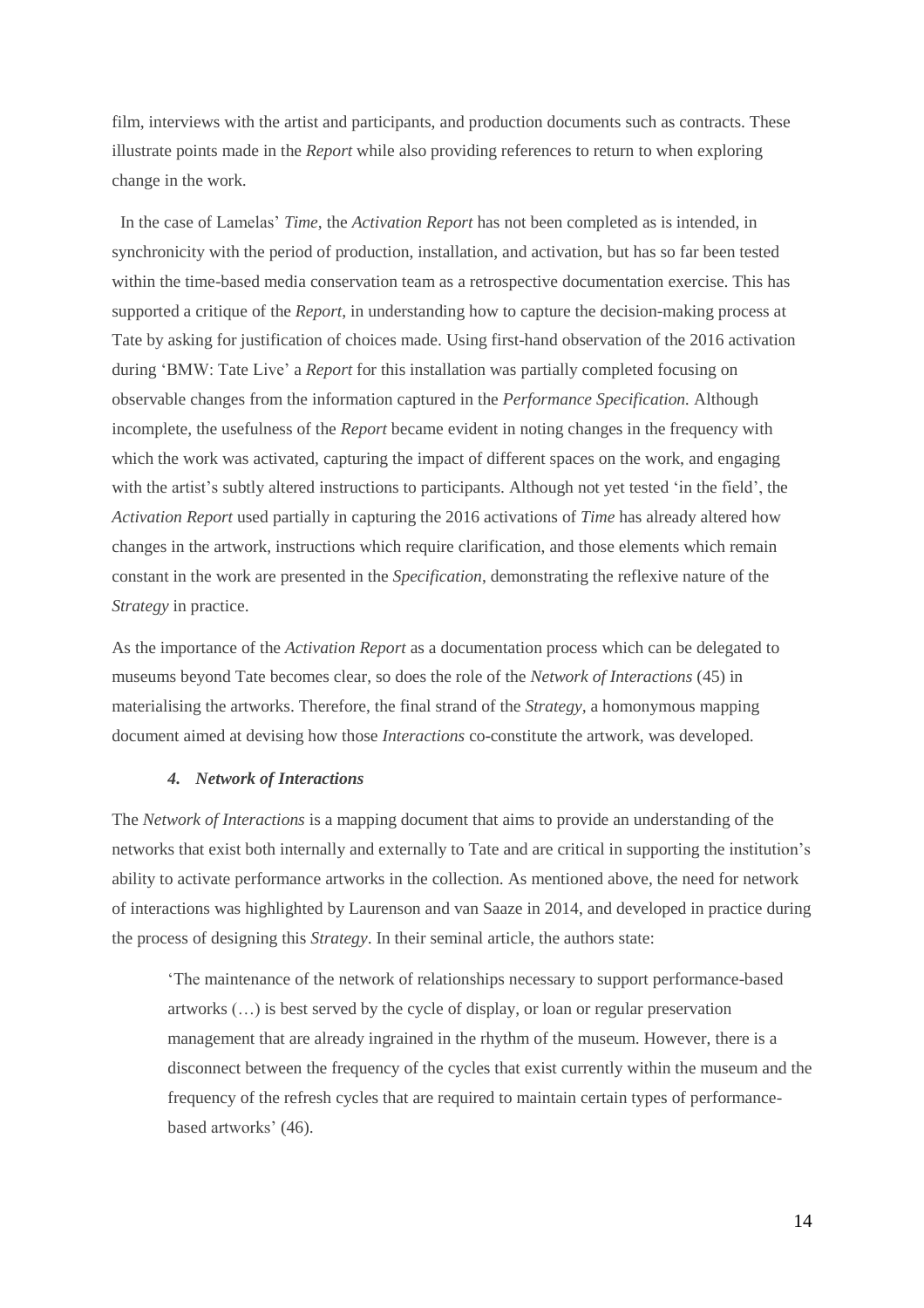film, interviews with the artist and participants, and production documents such as contracts. These illustrate points made in the *Report* while also providing references to return to when exploring change in the work.

In the case of Lamelas' *Time*, the *Activation Report* has not been completed as is intended, in synchronicity with the period of production, installation, and activation, but has so far been tested within the time-based media conservation team as a retrospective documentation exercise. This has supported a critique of the *Report*, in understanding how to capture the decision-making process at Tate by asking for justification of choices made. Using first-hand observation of the 2016 activation during 'BMW: Tate Live' a *Report* for this installation was partially completed focusing on observable changes from the information captured in the *Performance Specification.* Although incomplete, the usefulness of the *Report* became evident in noting changes in the frequency with which the work was activated, capturing the impact of different spaces on the work, and engaging with the artist's subtly altered instructions to participants. Although not yet tested 'in the field', the *Activation Report* used partially in capturing the 2016 activations of *Time* has already altered how changes in the artwork, instructions which require clarification, and those elements which remain constant in the work are presented in the *Specification*, demonstrating the reflexive nature of the *Strategy* in practice.

As the importance of the *Activation Report* as a documentation process which can be delegated to museums beyond Tate becomes clear, so does the role of the *Network of Interactions* (45) in materialising the artworks. Therefore, the final strand of the *Strategy*, a homonymous mapping document aimed at devising how those *Interactions* co-constitute the artwork, was developed.

#### *4. Network of Interactions*

The *Network of Interactions* is a mapping document that aims to provide an understanding of the networks that exist both internally and externally to Tate and are critical in supporting the institution's ability to activate performance artworks in the collection. As mentioned above, the need for network of interactions was highlighted by Laurenson and van Saaze in 2014, and developed in practice during the process of designing this *Strategy*. In their seminal article, the authors state:

> 'The maintenance of the network of relationships necessary to support performance-based artworks (…) is best served by the cycle of display, or loan or regular preservation management that are already ingrained in the rhythm of the museum. However, there is a disconnect between the frequency of the cycles that exist currently within the museum and the frequency of the refresh cycles that are required to maintain certain types of performance-based artworks' (46).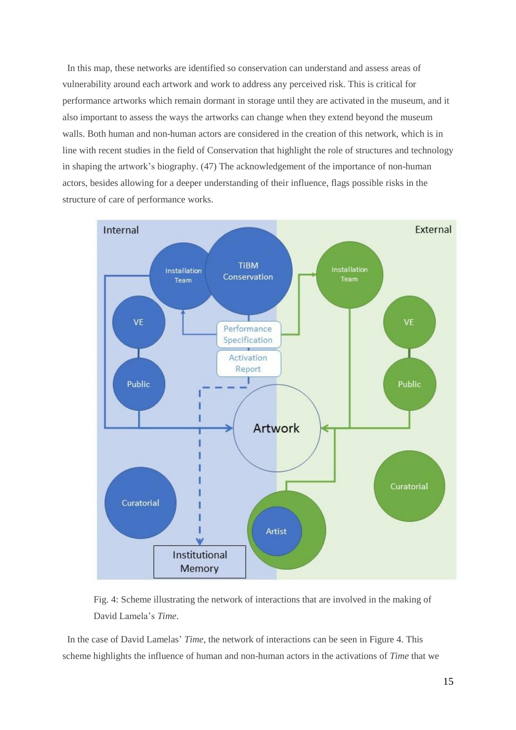In this map, these networks are identified so conservation can understand and assess areas of vulnerability around each artwork and work to address any perceived risk. This is critical for performance artworks which remain dormant in storage until they are activated in the museum, and it also important to assess the ways the artworks can change when they extend beyond the museum walls. Both human and non-human actors are considered in the creation of this network, which is in line with recent studies in the field of Conservation that highlight the role of structures and technology in shaping the artwork's biography. (47) The acknowledgement of the importance of non-human actors, besides allowing for a deeper understanding of their influence, flags possible risks in the structure of care of performance works.

Fig. 4: Scheme illustrating the network of interactions that are involved in the making of David Lamela's *Time*.

In the case of David Lamelas' *Time*, the network of interactions can be seen in Figure 4. This scheme highlights the influence of human and non-human actors in the activations of *Time* that we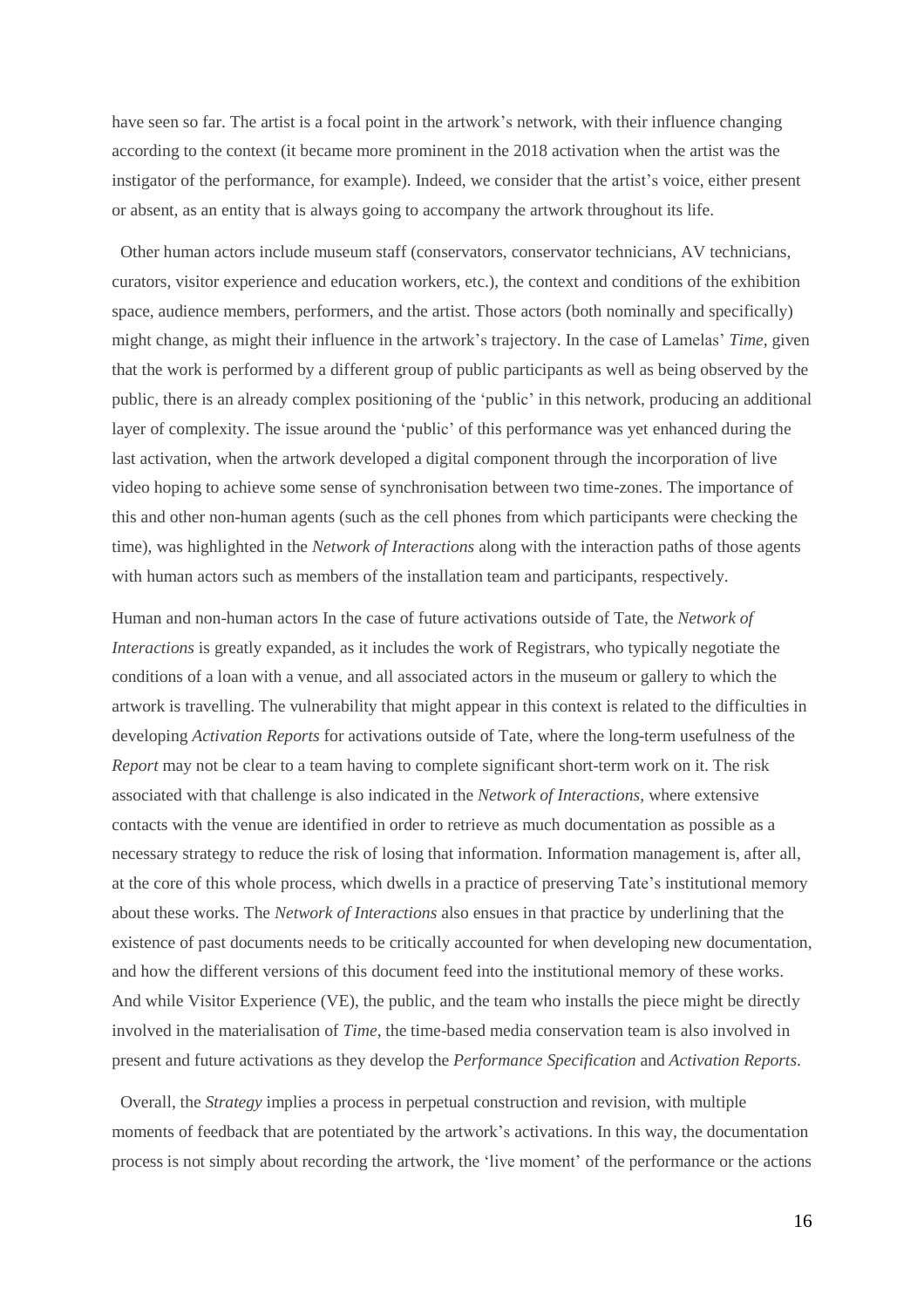have seen so far. The artist is a focal point in the artwork's network, with their influence changing according to the context (it became more prominent in the 2018 activation when the artist was the instigator of the performance, for example). Indeed, we consider that the artist's voice, either present or absent, as an entity that is always going to accompany the artwork throughout its life.

Other human actors include museum staff (conservators, conservator technicians, AV technicians, curators, visitor experience and education workers, etc.), the context and conditions of the exhibition space, audience members, performers, and the artist. Those actors (both nominally and specifically) might change, as might their influence in the artwork's trajectory. In the case of Lamelas' *Time*, given that the work is performed by a different group of public participants as well as being observed by the public, there is an already complex positioning of the 'public' in this network, producing an additional layer of complexity. The issue around the 'public' of this performance was yet enhanced during the last activation, when the artwork developed a digital component through the incorporation of live video hoping to achieve some sense of synchronisation between two time-zones. The importance of this and other non-human agents (such as the cell phones from which participants were checking the time), was highlighted in the *Network of Interactions* along with the interaction paths of those agents with human actors such as members of the installation team and participants, respectively.

Human and non-human actors In the case of future activations outside of Tate, the *Network of Interactions* is greatly expanded, as it includes the work of Registrars, who typically negotiate the conditions of a loan with a venue, and all associated actors in the museum or gallery to which the artwork is travelling. The vulnerability that might appear in this context is related to the difficulties in developing *Activation Reports* for activations outside of Tate, where the long-term usefulness of the *Report* may not be clear to a team having to complete significant short-term work on it. The risk associated with that challenge is also indicated in the *Network of Interactions*, where extensive contacts with the venue are identified in order to retrieve as much documentation as possible as a necessary strategy to reduce the risk of losing that information. Information management is, after all, at the core of this whole process, which dwells in a practice of preserving Tate's institutional memory about these works. The *Network of Interactions* also ensues in that practice by underlining that the existence of past documents needs to be critically accounted for when developing new documentation, and how the different versions of this document feed into the institutional memory of these works. And while Visitor Experience (VE), the public, and the team who installs the piece might be directly involved in the materialisation of *Time*, the time-based media conservation team is also involved in present and future activations as they develop the *Performance Specification* and *Activation Reports*.

Overall, the *Strategy* implies a process in perpetual construction and revision, with multiple moments of feedback that are potentiated by the artwork's activations. In this way, the documentation process is not simply about recording the artwork, the 'live moment' of the performance or the actions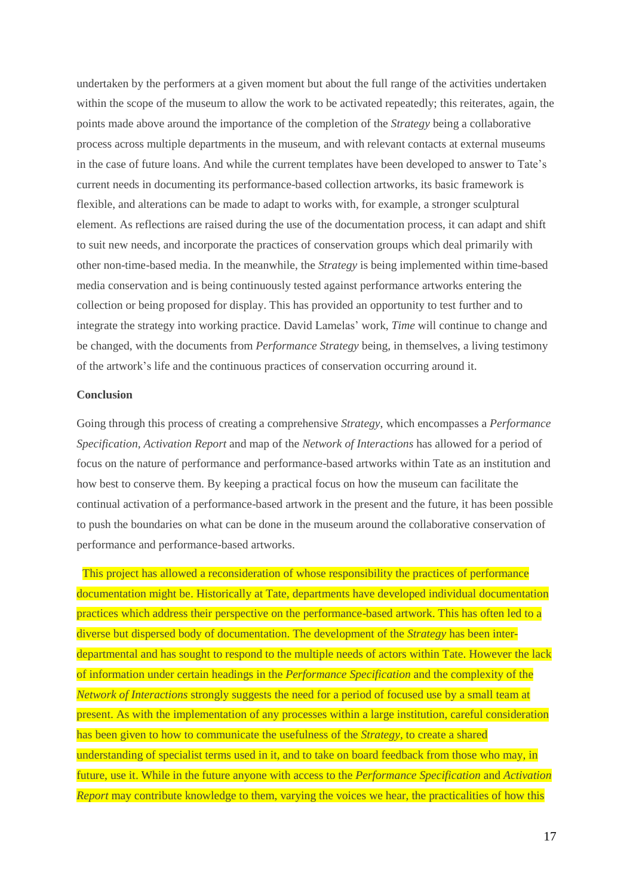undertaken by the performers at a given moment but about the full range of the activities undertaken within the scope of the museum to allow the work to be activated repeatedly; this reiterates, again, the points made above around the importance of the completion of the *Strategy* being a collaborative process across multiple departments in the museum, and with relevant contacts at external museums in the case of future loans. And while the current templates have been developed to answer to Tate's current needs in documenting its performance-based collection artworks, its basic framework is flexible, and alterations can be made to adapt to works with, for example, a stronger sculptural element. As reflections are raised during the use of the documentation process, it can adapt and shift to suit new needs, and incorporate the practices of conservation groups which deal primarily with other non-time-based media. In the meanwhile, the *Strategy* is being implemented within time-based media conservation and is being continuously tested against performance artworks entering the collection or being proposed for display. This has provided an opportunity to test further and to integrate the strategy into working practice. David Lamelas' work, *Time* will continue to change and be changed, with the documents from *Performance Strategy* being, in themselves, a living testimony of the artwork's life and the continuous practices of conservation occurring around it.

**Conclusion**

Going through this process of creating a comprehensive *Strategy*, which encompasses a *Performance Specification, Activation Report* and map of the *Network of Interactions* has allowed for a period of focus on the nature of performance and performance-based artworks within Tate as an institution and how best to conserve them. By keeping a practical focus on how the museum can facilitate the continual activation of a performance-based artwork in the present and the future, it has been possible to push the boundaries on what can be done in the museum around the collaborative conservation of performance and performance-based artworks.

This project has allowed a reconsideration of whose responsibility the practices of performance documentation might be. Historically at Tate, departments have developed individual documentation practices which address their perspective on the performance-based artwork. This has often led to a diverse but dispersed body of documentation. The development of the *Strategy* has been inter-departmental and has sought to respond to the multiple needs of actors within Tate. However the lack of information under certain headings in the *Performance Specification* and the complexity of the *Network of Interactions* strongly suggests the need for a period of focused use by a small team at present. As with the implementation of any processes within a large institution, careful consideration has been given to how to communicate the usefulness of the *Strategy*, to create a shared understanding of specialist terms used in it, and to take on board feedback from those who may, in future, use it. While in the future anyone with access to the *Performance Specification* and *Activation Report* may contribute knowledge to them, varying the voices we hear, the practicalities of how this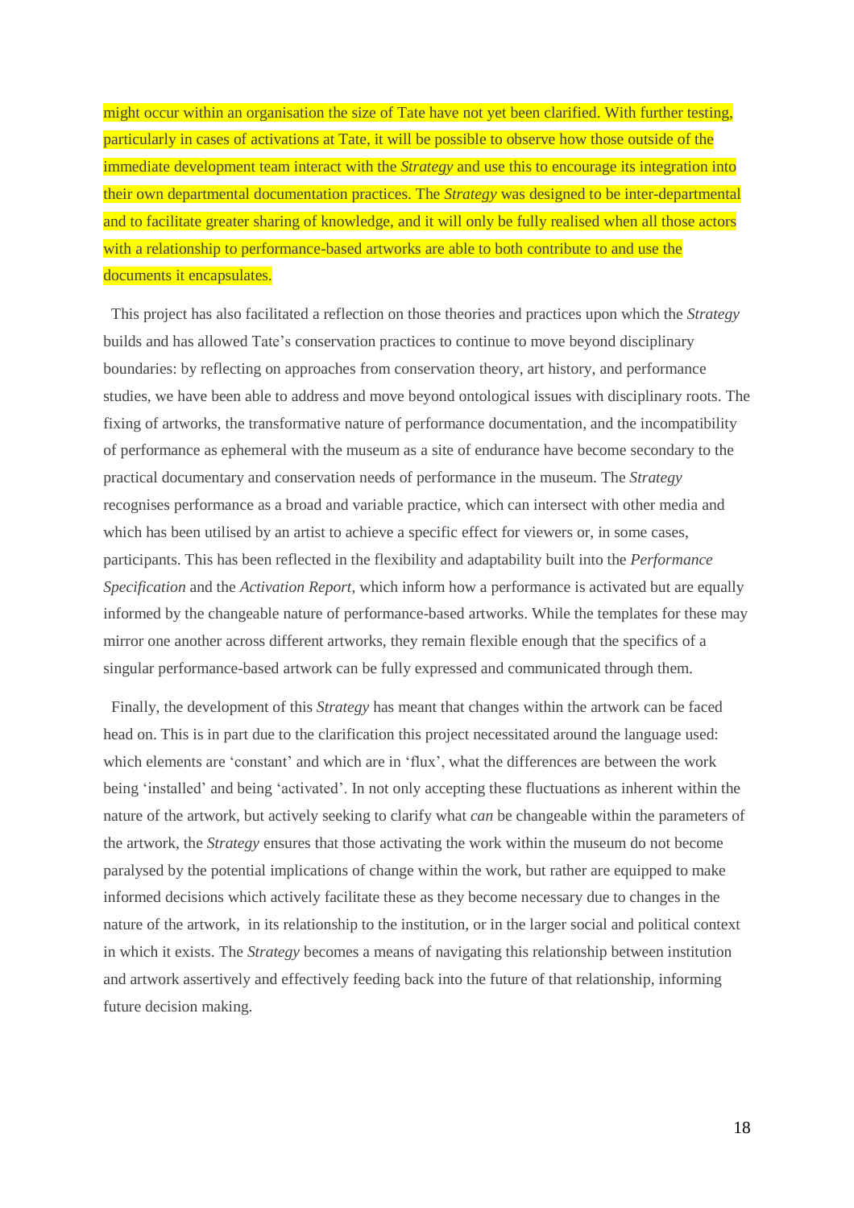might occur within an organisation the size of Tate have not yet been clarified. With further testing, particularly in cases of activations at Tate, it will be possible to observe how those outside of the immediate development team interact with the *Strategy* and use this to encourage its integration into their own departmental documentation practices. The *Strategy* was designed to be inter-departmental and to facilitate greater sharing of knowledge, and it will only be fully realised when all those actors with a relationship to performance-based artworks are able to both contribute to and use the documents it encapsulates.

This project has also facilitated a reflection on those theories and practices upon which the *Strategy* builds and has allowed Tate's conservation practices to continue to move beyond disciplinary boundaries: by reflecting on approaches from conservation theory, art history, and performance studies, we have been able to address and move beyond ontological issues with disciplinary roots. The fixing of artworks, the transformative nature of performance documentation, and the incompatibility of performance as ephemeral with the museum as a site of endurance have become secondary to the practical documentary and conservation needs of performance in the museum. The *Strategy* recognises performance as a broad and variable practice, which can intersect with other media and which has been utilised by an artist to achieve a specific effect for viewers or, in some cases, participants. This has been reflected in the flexibility and adaptability built into the *Performance Specification* and the *Activation Report*, which inform how a performance is activated but are equally informed by the changeable nature of performance-based artworks. While the templates for these may mirror one another across different artworks, they remain flexible enough that the specifics of a singular performance-based artwork can be fully expressed and communicated through them.

Finally, the development of this *Strategy* has meant that changes within the artwork can be faced head on. This is in part due to the clarification this project necessitated around the language used: which elements are 'constant' and which are in 'flux', what the differences are between the work being 'installed' and being 'activated'. In not only accepting these fluctuations as inherent within the nature of the artwork, but actively seeking to clarify what *can* be changeable within the parameters of the artwork, the *Strategy* ensures that those activating the work within the museum do not become paralysed by the potential implications of change within the work, but rather are equipped to make informed decisions which actively facilitate these as they become necessary due to changes in the nature of the artwork, in its relationship to the institution, or in the larger social and political context in which it exists. The *Strategy* becomes a means of navigating this relationship between institution and artwork assertively and effectively feeding back into the future of that relationship, informing future decision making.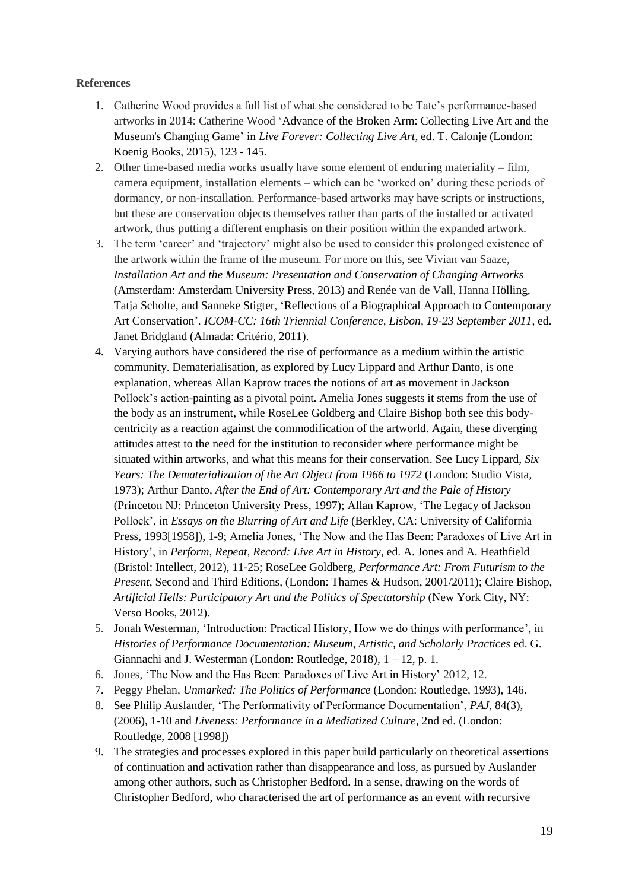**References**

1. Catherine Wood provides a full list of what she considered to be Tate's performance-based artworks in 2014: Catherine Wood 'Advance of the Broken Arm: Collecting Live Art and the Museum's Changing Game' in *Live Forever: Collecting Live Art*, ed. T. Calonje (London: Koenig Books, 2015), 123 - 145.
2. Other time-based media works usually have some element of enduring materiality – film, camera equipment, installation elements – which can be 'worked on' during these periods of dormancy, or non-installation. Performance-based artworks may have scripts or instructions, but these are conservation objects themselves rather than parts of the installed or activated artwork, thus putting a different emphasis on their position within the expanded artwork.
3. The term 'career' and 'trajectory' might also be used to consider this prolonged existence of the artwork within the frame of the museum. For more on this, see Vivian van Saaze, *Installation Art and the Museum: Presentation and Conservation of Changing Artworks* (Amsterdam: Amsterdam University Press, 2013) and Renée van de Vall, Hanna Hölling, Tatja Scholte, and Sanneke Stigter, 'Reflections of a Biographical Approach to Contemporary Art Conservation'. *ICOM-CC: 16th Triennial Conference, Lisbon, 19-23 September 2011*, ed. Janet Bridgland (Almada: Critério, 2011).
4. Varying authors have considered the rise of performance as a medium within the artistic community. Dematerialisation, as explored by Lucy Lippard and Arthur Danto, is one explanation, whereas Allan Kaprow traces the notions of art as movement in Jackson Pollock's action-painting as a pivotal point. Amelia Jones suggests it stems from the use of the body as an instrument, while RoseLee Goldberg and Claire Bishop both see this body-centricity as a reaction against the commodification of the artworld. Again, these diverging attitudes attest to the need for the institution to reconsider where performance might be situated within artworks, and what this means for their conservation. See Lucy Lippard, *Six Years: The Dematerialization of the Art Object from 1966 to 1972* (London: Studio Vista, 1973); Arthur Danto, *After the End of Art: Contemporary Art and the Pale of History* (Princeton NJ: Princeton University Press, 1997); Allan Kaprow, 'The Legacy of Jackson Pollock', in *Essays on the Blurring of Art and Life* (Berkley, CA: University of California Press, 1993[1958]), 1-9; Amelia Jones, 'The Now and the Has Been: Paradoxes of Live Art in History', in *Perform, Repeat, Record: Live Art in History*, ed. A. Jones and A. Heathfield (Bristol: Intellect, 2012), 11-25; RoseLee Goldberg, *Performance Art: From Futurism to the Present*, Second and Third Editions, (London: Thames & Hudson, 2001/2011); Claire Bishop, *Artificial Hells: Participatory Art and the Politics of Spectatorship* (New York City, NY: Verso Books, 2012).
5. Jonah Westerman, 'Introduction: Practical History, How we do things with performance', in *Histories of Performance Documentation: Museum, Artistic, and Scholarly Practices* ed. G. Giannachi and J. Westerman (London: Routledge, 2018), 1 – 12, p. 1.
6. Jones, 'The Now and the Has Been: Paradoxes of Live Art in History' 2012, 12.
7. Peggy Phelan, *Unmarked: The Politics of Performance* (London: Routledge, 1993), 146.
8. See Philip Auslander, 'The Performativity of Performance Documentation', *PAJ*, 84(3), (2006), 1-10 and *Liveness: Performance in a Mediatized Culture*, 2nd ed. (London: Routledge, 2008 [1998])
9. The strategies and processes explored in this paper build particularly on theoretical assertions of continuation and activation rather than disappearance and loss, as pursued by Auslander among other authors, such as Christopher Bedford. In a sense, drawing on the words of Christopher Bedford, who characterised the art of performance as an event with recursive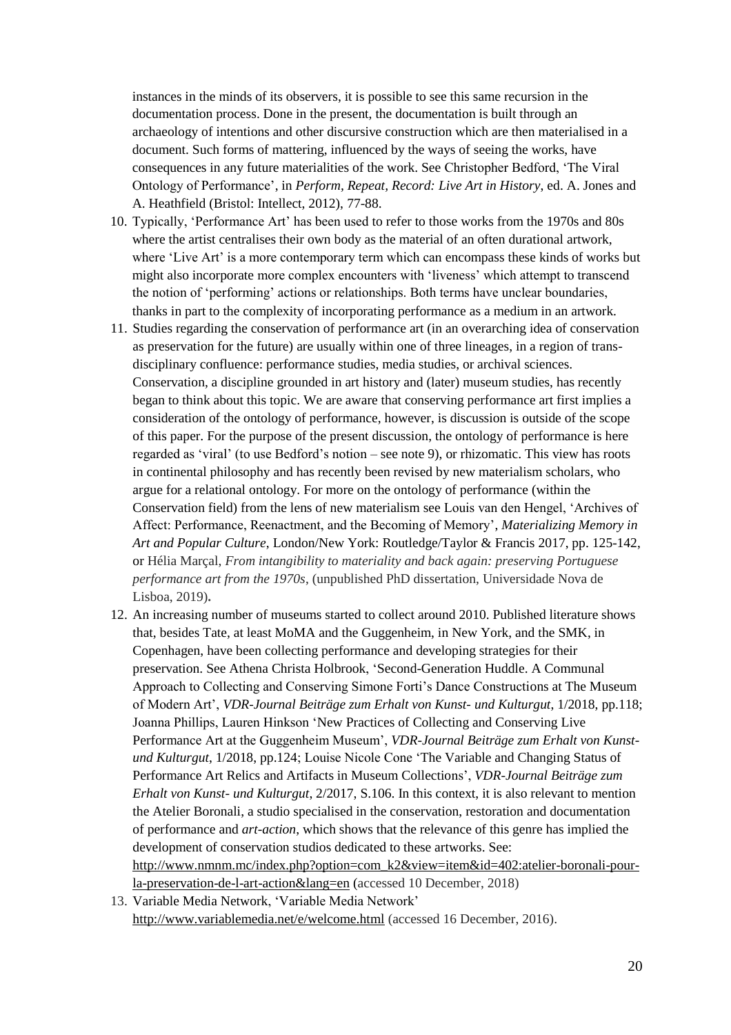instances in the minds of its observers, it is possible to see this same recursion in the documentation process. Done in the present, the documentation is built through an archaeology of intentions and other discursive construction which are then materialised in a document. Such forms of mattering, influenced by the ways of seeing the works, have consequences in any future materialities of the work. See Christopher Bedford, 'The Viral Ontology of Performance', in *Perform, Repeat, Record: Live Art in History*, ed. A. Jones and A. Heathfield (Bristol: Intellect, 2012), 77-88.

10. Typically, 'Performance Art' has been used to refer to those works from the 1970s and 80s where the artist centralises their own body as the material of an often durational artwork, where 'Live Art' is a more contemporary term which can encompass these kinds of works but might also incorporate more complex encounters with 'liveness' which attempt to transcend the notion of 'performing' actions or relationships. Both terms have unclear boundaries, thanks in part to the complexity of incorporating performance as a medium in an artwork.
11. Studies regarding the conservation of performance art (in an overarching idea of conservation as preservation for the future) are usually within one of three lineages, in a region of trans-disciplinary confluence: performance studies, media studies, or archival sciences. Conservation, a discipline grounded in art history and (later) museum studies, has recently began to think about this topic. We are aware that conserving performance art first implies a consideration of the ontology of performance, however, is discussion is outside of the scope of this paper. For the purpose of the present discussion, the ontology of performance is here regarded as 'viral' (to use Bedford's notion – see note 9), or rhizomatic. This view has roots in continental philosophy and has recently been revised by new materialism scholars, who argue for a relational ontology. For more on the ontology of performance (within the Conservation field) from the lens of new materialism see Louis van den Hengel, 'Archives of Affect: Performance, Reenactment, and the Becoming of Memory', *Materializing Memory in Art and Popular Culture*, London/New York: Routledge/Taylor & Francis 2017, pp. 125-142, or Hélia Marçal, *From intangibility to materiality and back again: preserving Portuguese performance art from the 1970s*, (unpublished PhD dissertation, Universidade Nova de Lisboa, 2019)**.**
12. An increasing number of museums started to collect around 2010. Published literature shows that, besides Tate, at least MoMA and the Guggenheim, in New York, and the SMK, in Copenhagen, have been collecting performance and developing strategies for their preservation. See Athena Christa Holbrook, 'Second-Generation Huddle. A Communal Approach to Collecting and Conserving Simone Forti's Dance Constructions at The Museum of Modern Art', *VDR-Journal Beiträge zum Erhalt von Kunst- und Kulturgut*, 1/2018, pp.118; Joanna Phillips, Lauren Hinkson 'New Practices of Collecting and Conserving Live Performance Art at the Guggenheim Museum', *VDR-Journal Beiträge zum Erhalt von Kunst- und Kulturgut*, 1/2018, pp.124; Louise Nicole Cone 'The Variable and Changing Status of Performance Art Relics and Artifacts in Museum Collections', *VDR-Journal Beiträge zum Erhalt von Kunst- und Kulturgut*, 2/2017, S.106. In this context, it is also relevant to mention the Atelier Boronali, a studio specialised in the conservation, restoration and documentation of performance and *art-action*, which shows that the relevance of this genre has implied the development of conservation studios dedicated to these artworks. See: http://www.nmnm.mc/index.php?option=com_k2&view=item&id=402:atelier-boronali-pour-la-preservation-de-l-art-action&lang=en (accessed 10 December, 2018)
13. Variable Media Network, 'Variable Media Network' http://www.variablemedia.net/e/welcome.html (accessed 16 December, 2016).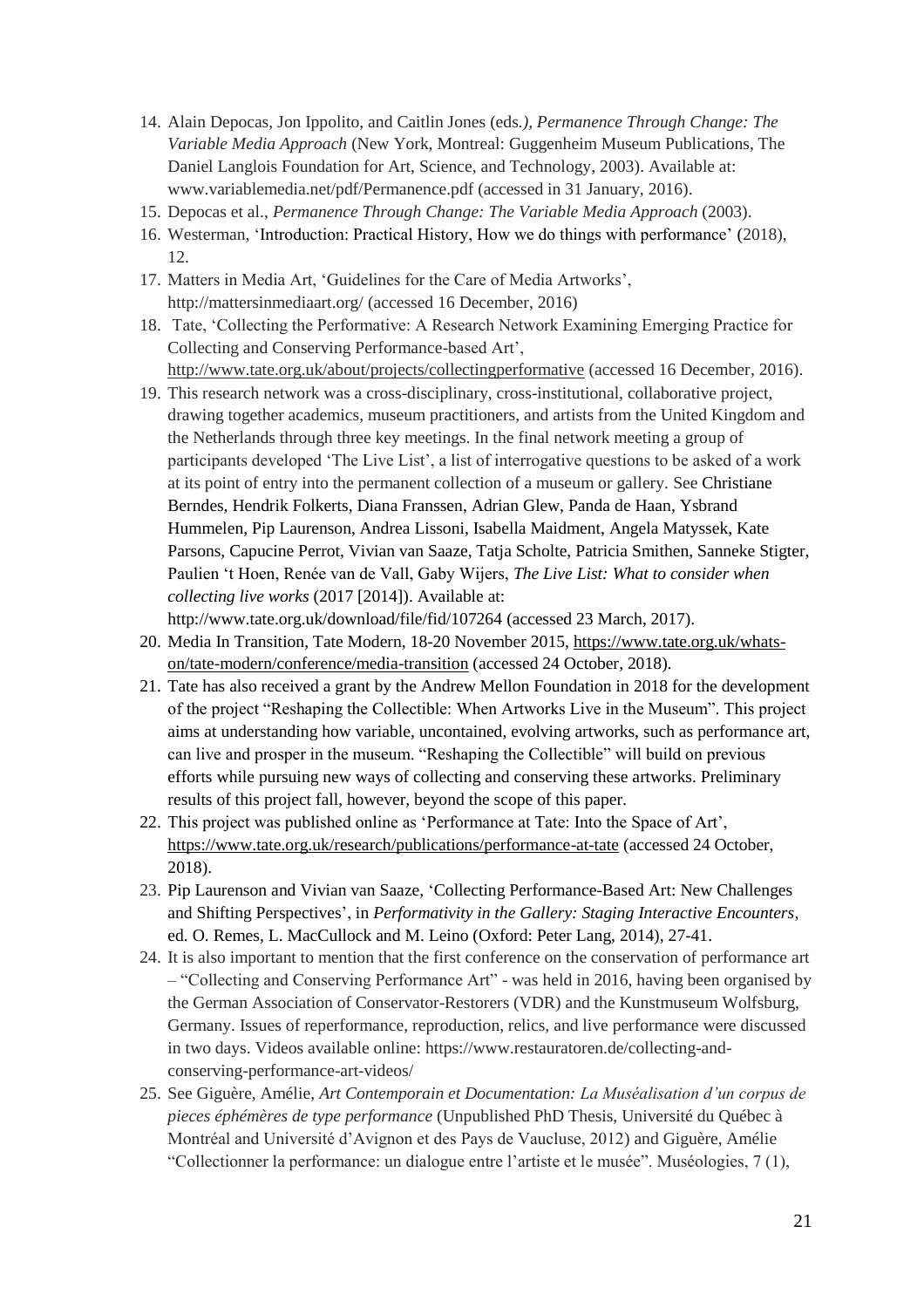14. Alain Depocas, Jon Ippolito, and Caitlin Jones (eds*.), Permanence Through Change: The Variable Media Approach* (New York, Montreal: Guggenheim Museum Publications, The Daniel Langlois Foundation for Art, Science, and Technology, 2003). Available at: www.variablemedia.net/pdf/Permanence.pdf (accessed in 31 January, 2016).
15. Depocas et al., *Permanence Through Change: The Variable Media Approach* (2003).
16. Westerman, 'Introduction: Practical History, How we do things with performance' (2018), 12.
17. Matters in Media Art, 'Guidelines for the Care of Media Artworks', http://mattersinmediaart.org/ (accessed 16 December, 2016)
18. Tate, 'Collecting the Performative: A Research Network Examining Emerging Practice for Collecting and Conserving Performance-based Art', http://www.tate.org.uk/about/projects/collectingperformative (accessed 16 December, 2016).
19. This research network was a cross-disciplinary, cross-institutional, collaborative project, drawing together academics, museum practitioners, and artists from the United Kingdom and the Netherlands through three key meetings. In the final network meeting a group of participants developed 'The Live List', a list of interrogative questions to be asked of a work at its point of entry into the permanent collection of a museum or gallery. See Christiane Berndes, Hendrik Folkerts, Diana Franssen, Adrian Glew, Panda de Haan, Ysbrand Hummelen, Pip Laurenson, Andrea Lissoni, Isabella Maidment, Angela Matyssek, Kate Parsons, Capucine Perrot, Vivian van Saaze, Tatja Scholte, Patricia Smithen, Sanneke Stigter, Paulien 't Hoen, Renée van de Vall, Gaby Wijers, *The Live List: What to consider when collecting live works* (2017 [2014]). Available at: http://www.tate.org.uk/download/file/fid/107264 (accessed 23 March, 2017).
20. Media In Transition, Tate Modern, 18-20 November 2015, https://www.tate.org.uk/whats-on/tate-modern/conference/media-transition (accessed 24 October, 2018).
21. Tate has also received a grant by the Andrew Mellon Foundation in 2018 for the development of the project "Reshaping the Collectible: When Artworks Live in the Museum". This project aims at understanding how variable, uncontained, evolving artworks, such as performance art, can live and prosper in the museum. "Reshaping the Collectible" will build on previous efforts while pursuing new ways of collecting and conserving these artworks. Preliminary results of this project fall, however, beyond the scope of this paper.
22. This project was published online as 'Performance at Tate: Into the Space of Art', https://www.tate.org.uk/research/publications/performance-at-tate (accessed 24 October, 2018).
23. Pip Laurenson and Vivian van Saaze, 'Collecting Performance-Based Art: New Challenges and Shifting Perspectives', in *Performativity in the Gallery: Staging Interactive Encounters*, ed. O. Remes, L. MacCullock and M. Leino (Oxford: Peter Lang, 2014), 27-41.
24. It is also important to mention that the first conference on the conservation of performance art – "Collecting and Conserving Performance Art" - was held in 2016, having been organised by the German Association of Conservator-Restorers (VDR) and the Kunstmuseum Wolfsburg, Germany. Issues of reperformance, reproduction, relics, and live performance were discussed in two days. Videos available online: https://www.restauratoren.de/collecting-and-conserving-performance-art-videos/
25. See Giguère, Amélie, *Art Contemporain et Documentation: La Muséalisation d'un corpus de pieces éphémères de type performance* (Unpublished PhD Thesis, Université du Québec à Montréal and Université d'Avignon et des Pays de Vaucluse, 2012) and Giguère, Amélie "Collectionner la performance: un dialogue entre l'artiste et le musée". Muséologies, 7 (1),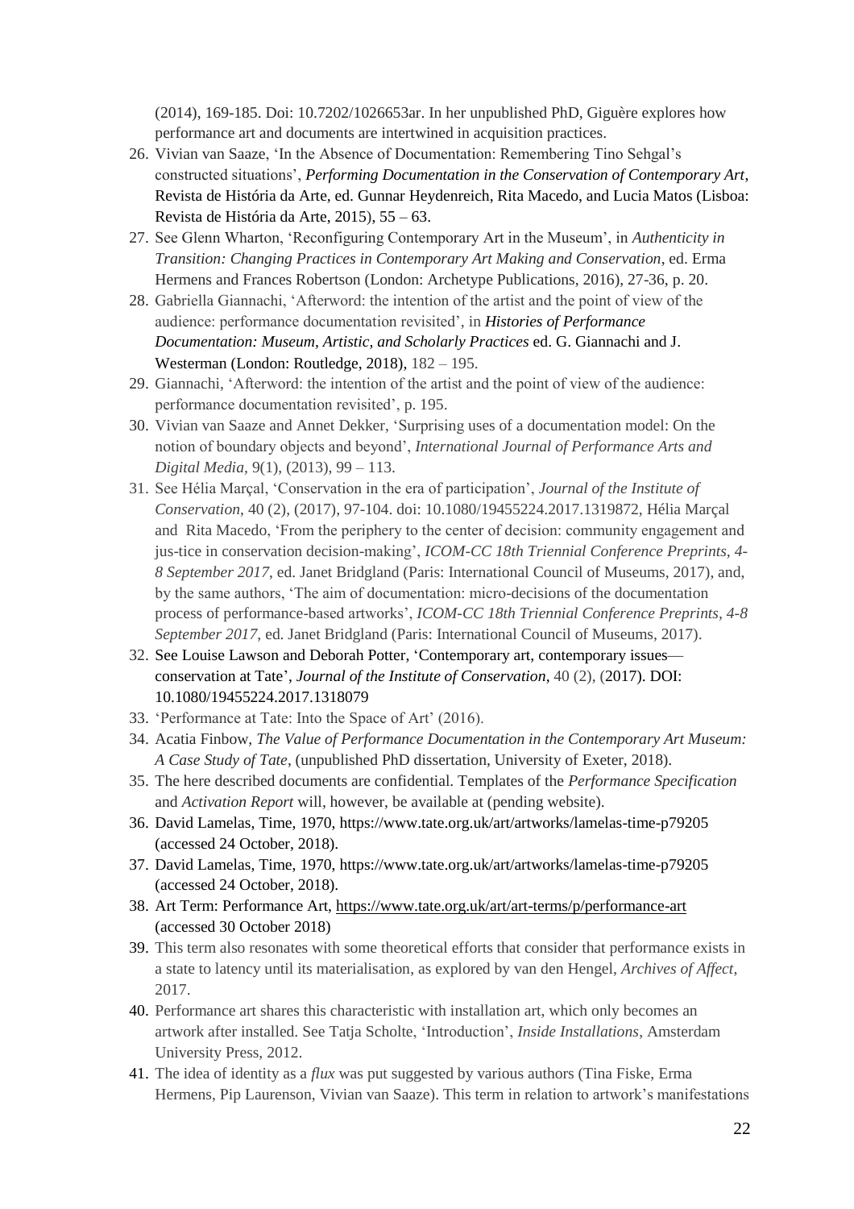(2014), 169-185. Doi: 10.7202/1026653ar. In her unpublished PhD, Giguère explores how performance art and documents are intertwined in acquisition practices.

26. Vivian van Saaze, 'In the Absence of Documentation: Remembering Tino Sehgal's constructed situations', *Performing Documentation in the Conservation of Contemporary Art*, Revista de História da Arte, ed. Gunnar Heydenreich, Rita Macedo, and Lucia Matos (Lisboa: Revista de História da Arte, 2015), 55 – 63.
27. See Glenn Wharton, 'Reconfiguring Contemporary Art in the Museum', in *Authenticity in Transition: Changing Practices in Contemporary Art Making and Conservation*, ed. Erma Hermens and Frances Robertson (London: Archetype Publications, 2016), 27-36, p. 20.
28. Gabriella Giannachi, 'Afterword: the intention of the artist and the point of view of the audience: performance documentation revisited', in ***Histories of Performance Documentation: Museum, Artistic, and Scholarly Practices*** ed. G. Giannachi and J. Westerman (London: Routledge, 2018), 182 – 195.
29. Giannachi, 'Afterword: the intention of the artist and the point of view of the audience: performance documentation revisited', p. 195.
30. Vivian van Saaze and Annet Dekker, 'Surprising uses of a documentation model: On the notion of boundary objects and beyond', *International Journal of Performance Arts and Digital Media*, 9(1), (2013), 99 – 113.
31. See Hélia Marçal, 'Conservation in the era of participation', *Journal of the Institute of Conservation*, 40 (2), (2017), 97-104. doi: 10.1080/19455224.2017.1319872, Hélia Marçal and Rita Macedo, 'From the periphery to the center of decision: community engagement and jus-tice in conservation decision-making', *ICOM-CC 18th Triennial Conference Preprints, 4-8 September 2017*, ed. Janet Bridgland (Paris: International Council of Museums, 2017), and, by the same authors, 'The aim of documentation: micro-decisions of the documentation process of performance-based artworks', *ICOM-CC 18th Triennial Conference Preprints, 4-8 September 2017*, ed. Janet Bridgland (Paris: International Council of Museums, 2017).
32. See Louise Lawson and Deborah Potter, 'Contemporary art, contemporary issues—conservation at Tate', *Journal of the Institute of Conservation*, 40 (2), (2017). DOI: 10.1080/19455224.2017.1318079
33. 'Performance at Tate: Into the Space of Art' (2016).
34. Acatia Finbow, *The Value of Performance Documentation in the Contemporary Art Museum: A Case Study of Tate*, (unpublished PhD dissertation, University of Exeter, 2018).
35. The here described documents are confidential. Templates of the *Performance Specification* and *Activation Report* will, however, be available at (pending website).
36. David Lamelas, Time, 1970, https://www.tate.org.uk/art/artworks/lamelas-time-p79205 (accessed 24 October, 2018).
37. David Lamelas, Time, 1970, https://www.tate.org.uk/art/artworks/lamelas-time-p79205 (accessed 24 October, 2018).
38. Art Term: Performance Art, https://www.tate.org.uk/art/art-terms/p/performance-art (accessed 30 October 2018)
39. This term also resonates with some theoretical efforts that consider that performance exists in a state to latency until its materialisation, as explored by van den Hengel, *Archives of Affect*, 2017.
40. Performance art shares this characteristic with installation art, which only becomes an artwork after installed. See Tatja Scholte, 'Introduction', *Inside Installations*, Amsterdam University Press, 2012.
41. The idea of identity as a *flux* was put suggested by various authors (Tina Fiske, Erma Hermens, Pip Laurenson, Vivian van Saaze). This term in relation to artwork's manifestations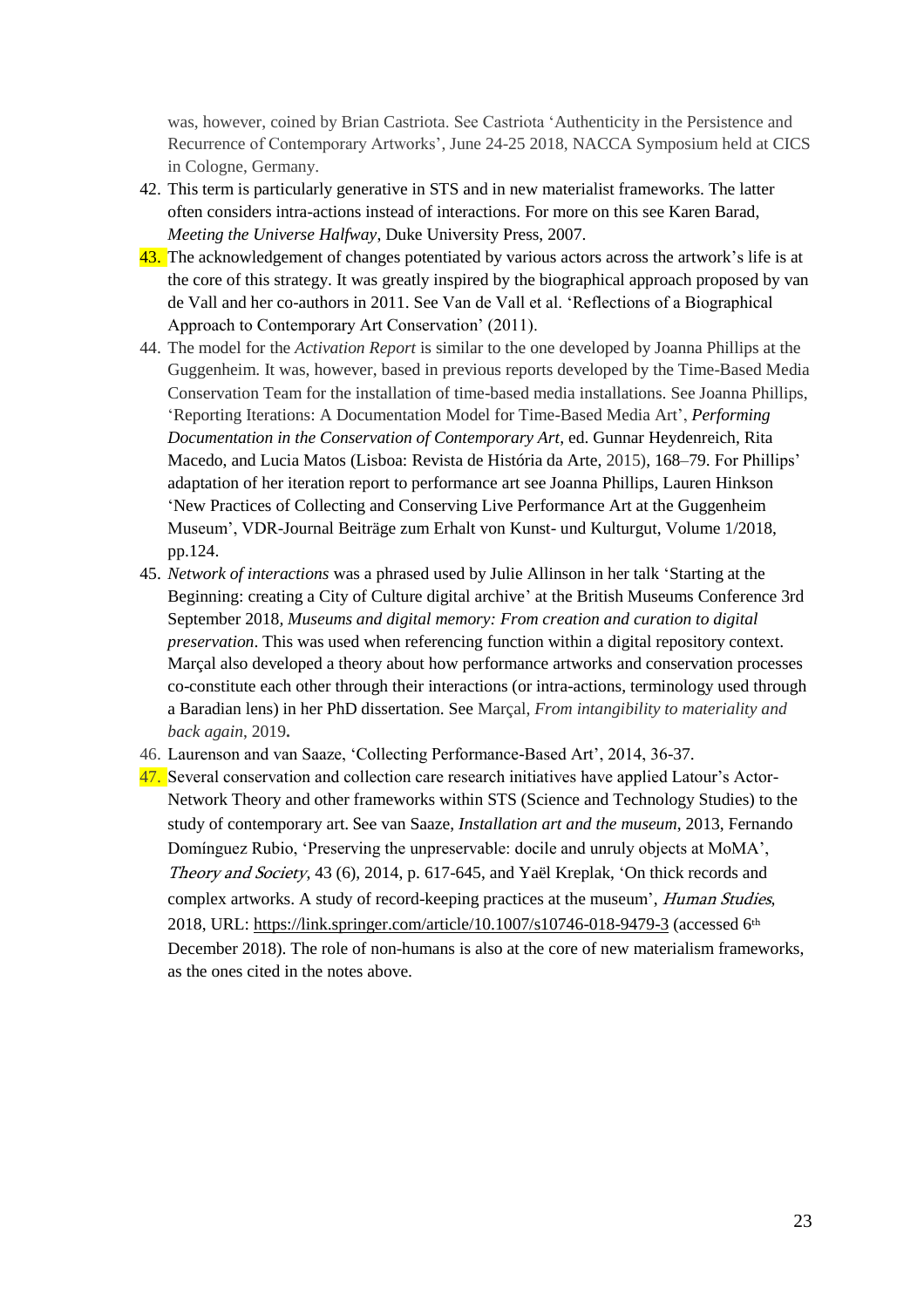was, however, coined by Brian Castriota. See Castriota 'Authenticity in the Persistence and Recurrence of Contemporary Artworks', June 24-25 2018, NACCA Symposium held at CICS in Cologne, Germany.

42. This term is particularly generative in STS and in new materialist frameworks. The latter often considers intra-actions instead of interactions. For more on this see Karen Barad, *Meeting the Universe Halfway*, Duke University Press, 2007.
43. The acknowledgement of changes potentiated by various actors across the artwork's life is at the core of this strategy. It was greatly inspired by the biographical approach proposed by van de Vall and her co-authors in 2011. See Van de Vall et al. 'Reflections of a Biographical Approach to Contemporary Art Conservation' (2011).
44. The model for the *Activation Report* is similar to the one developed by Joanna Phillips at the Guggenheim. It was, however, based in previous reports developed by the Time-Based Media Conservation Team for the installation of time-based media installations. See Joanna Phillips, 'Reporting Iterations: A Documentation Model for Time-Based Media Art', *Performing Documentation in the Conservation of Contemporary Art*, ed. Gunnar Heydenreich, Rita Macedo, and Lucia Matos (Lisboa: Revista de História da Arte, 2015), 168–79. For Phillips' adaptation of her iteration report to performance art see Joanna Phillips, Lauren Hinkson 'New Practices of Collecting and Conserving Live Performance Art at the Guggenheim Museum', VDR-Journal Beiträge zum Erhalt von Kunst- und Kulturgut, Volume 1/2018, pp.124.
45. *Network of interactions* was a phrased used by Julie Allinson in her talk 'Starting at the Beginning: creating a City of Culture digital archive' at the British Museums Conference 3rd September 2018, *Museums and digital memory: From creation and curation to digital preservation*. This was used when referencing function within a digital repository context. Marçal also developed a theory about how performance artworks and conservation processes co-constitute each other through their interactions (or intra-actions, terminology used through a Baradian lens) in her PhD dissertation. See Marçal, *From intangibility to materiality and back again*, 2019**.**
46. Laurenson and van Saaze, 'Collecting Performance-Based Art', 2014, 36-37.
47. Several conservation and collection care research initiatives have applied Latour's Actor-Network Theory and other frameworks within STS (Science and Technology Studies) to the study of contemporary art. See van Saaze, *Installation art and the museum*, 2013, Fernando Domínguez Rubio, 'Preserving the unpreservable: docile and unruly objects at MoMA', *Theory and Society*, 43 (6), 2014, p. 617-645, and Yaël Kreplak, 'On thick records and complex artworks. A study of record-keeping practices at the museum', *Human Studies*, 2018, URL: https://link.springer.com/article/10.1007/s10746-018-9479-3 (accessed 6th December 2018). The role of non-humans is also at the core of new materialism frameworks, as the ones cited in the notes above.